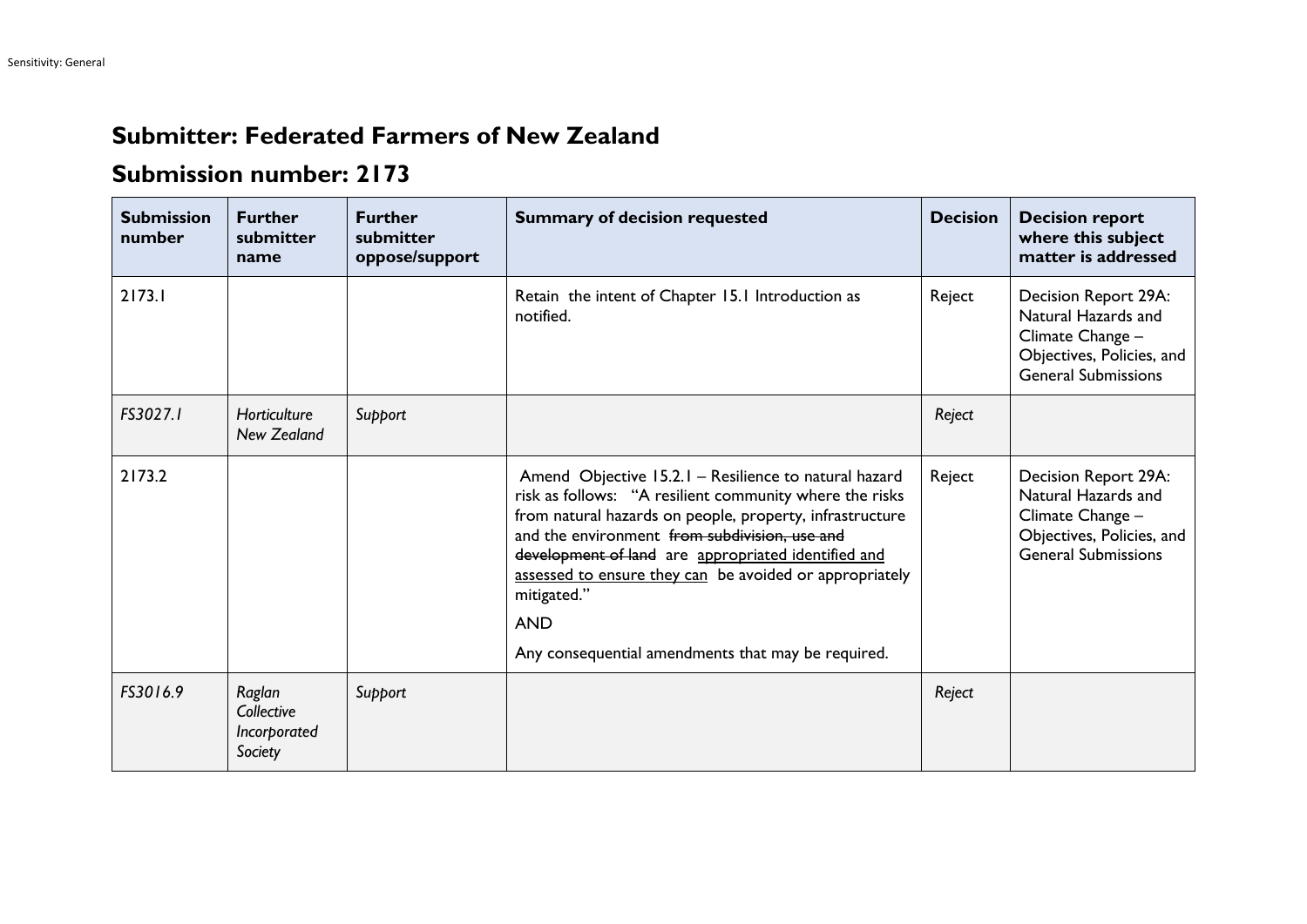## Submitter: Federated Farmers of New Zealand

## Submission number: 2173

| Submission number | Further submitter name | Further submitter oppose/support | Summary of decision requested | Decision | Decision report where this subject matter is addressed |
|---|---|---|---|---|---|
| 2173.1 | | | Retain the intent of Chapter 15.1 Introduction as notified. | Reject | Decision Report 29A: Natural Hazards and Climate Change – Objectives, Policies, and General Submissions |
| *FS3027.1* | *Horticulture New Zealand* | *Support* | | *Reject* | |
| 2173.2 | | | Amend Objective 15.2.1 – Resilience to natural hazard risk as follows: "A resilient community where the risks from natural hazards on people, property, infrastructure and the environment ~~from subdivision, use and development of land~~ are <u>appropriated identified and assessed to ensure they can</u> be avoided or appropriately mitigated." <br><br> AND <br><br> Any consequential amendments that may be required. | Reject | Decision Report 29A: Natural Hazards and Climate Change – Objectives, Policies, and General Submissions |
| *FS3016.9* | *Raglan Collective Incorporated Society* | *Support* | | *Reject* | |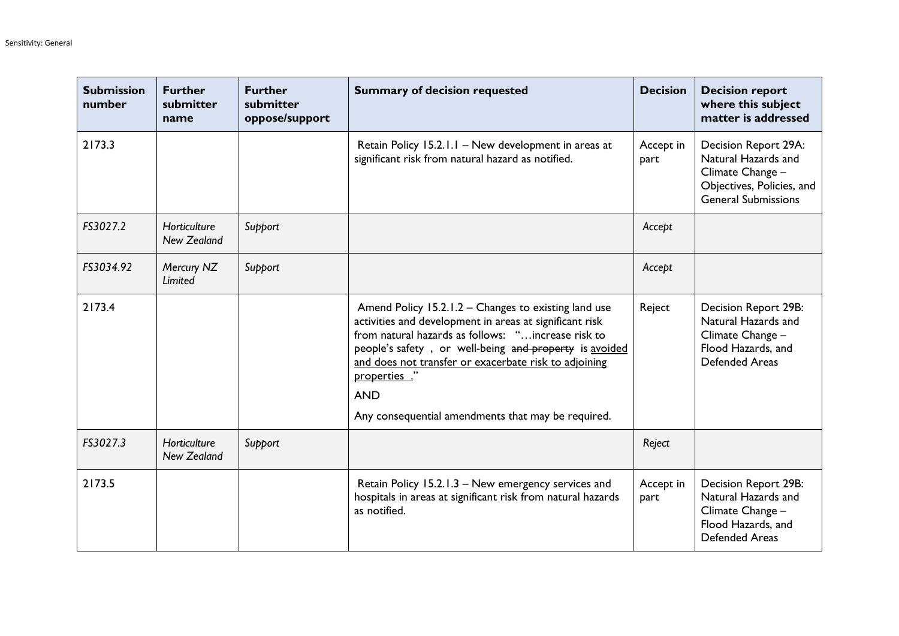| Submission number | Further submitter name | Further submitter oppose/support | Summary of decision requested | Decision | Decision report where this subject matter is addressed |
|---|---|---|---|---|---|
| 2173.3 | | | Retain Policy 15.2.1.1 – New development in areas at significant risk from natural hazard as notified. | Accept in part | Decision Report 29A: Natural Hazards and Climate Change – Objectives, Policies, and General Submissions |
| *FS3027.2* | *Horticulture New Zealand* | *Support* | | *Accept* | |
| *FS3034.92* | *Mercury NZ Limited* | *Support* | | *Accept* | |
| 2173.4 | | | Amend Policy 15.2.1.2 – Changes to existing land use activities and development in areas at significant risk from natural hazards as follows: "…increase risk to people's safety , or well-being ~~and property~~ is <u>avoided and does not transfer or exacerbate risk to adjoining properties</u> ." <br><br> AND <br><br> Any consequential amendments that may be required. | Reject | Decision Report 29B: Natural Hazards and Climate Change – Flood Hazards, and Defended Areas |
| *FS3027.3* | *Horticulture New Zealand* | *Support* | | *Reject* | |
| 2173.5 | | | Retain Policy 15.2.1.3 – New emergency services and hospitals in areas at significant risk from natural hazards as notified. | Accept in part | Decision Report 29B: Natural Hazards and Climate Change – Flood Hazards, and Defended Areas |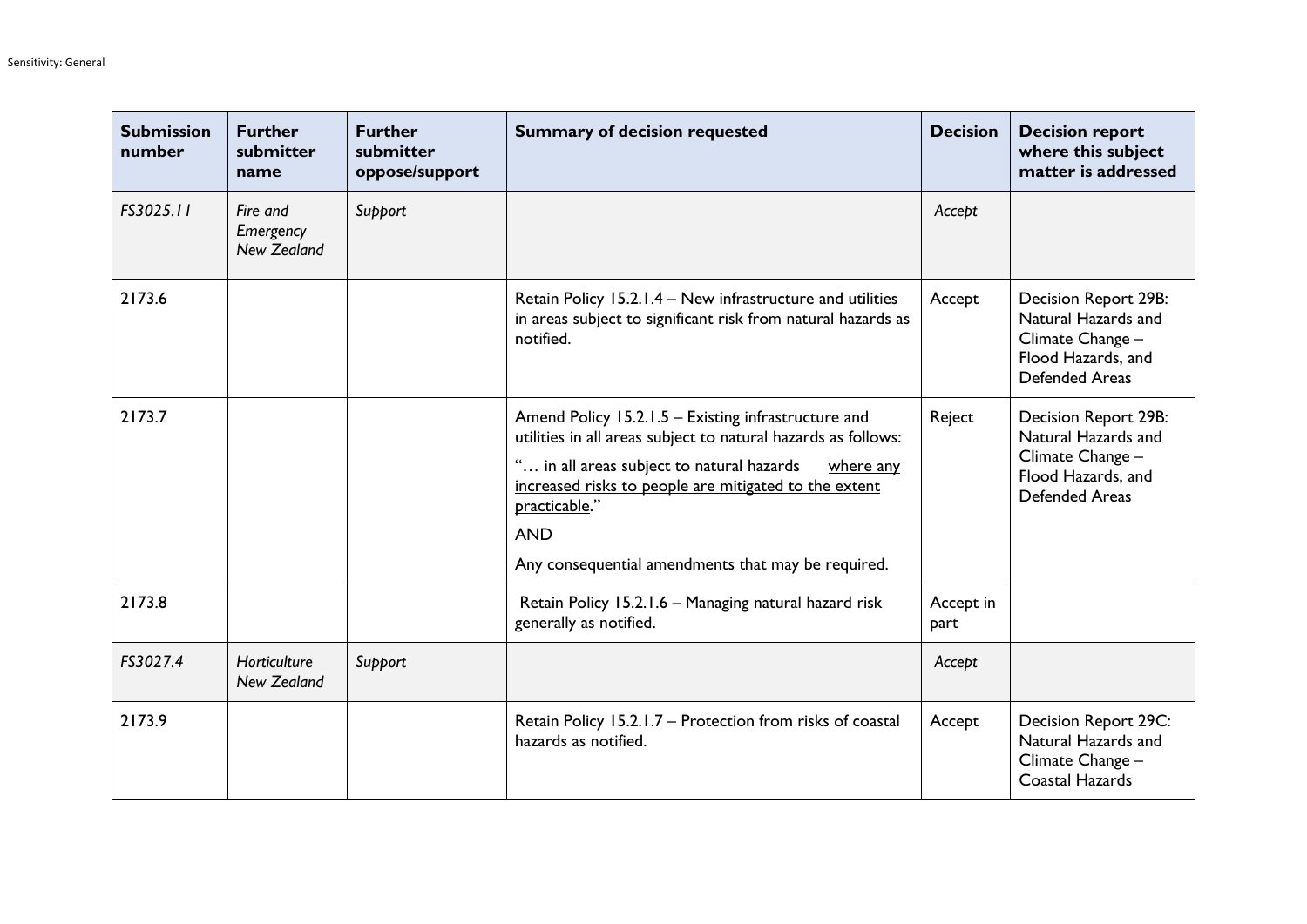| Submission number | Further submitter name | Further submitter oppose/support | Summary of decision requested | Decision | Decision report where this subject matter is addressed |
|---|---|---|---|---|---|
| *FS3025.11* | *Fire and Emergency New Zealand* | *Support* | | *Accept* | |
| 2173.6 | | | Retain Policy 15.2.1.4 – New infrastructure and utilities in areas subject to significant risk from natural hazards as notified. | Accept | Decision Report 29B: Natural Hazards and Climate Change – Flood Hazards, and Defended Areas |
| 2173.7 | | | Amend Policy 15.2.1.5 – Existing infrastructure and utilities in all areas subject to natural hazards as follows:<br>"… in all areas subject to natural hazards <u>where any increased risks to people are mitigated to the extent practicable</u>."<br>AND<br>Any consequential amendments that may be required. | Reject | Decision Report 29B: Natural Hazards and Climate Change – Flood Hazards, and Defended Areas |
| 2173.8 | | | Retain Policy 15.2.1.6 – Managing natural hazard risk generally as notified. | Accept in part | |
| *FS3027.4* | *Horticulture New Zealand* | *Support* | | *Accept* | |
| 2173.9 | | | Retain Policy 15.2.1.7 – Protection from risks of coastal hazards as notified. | Accept | Decision Report 29C: Natural Hazards and Climate Change – Coastal Hazards |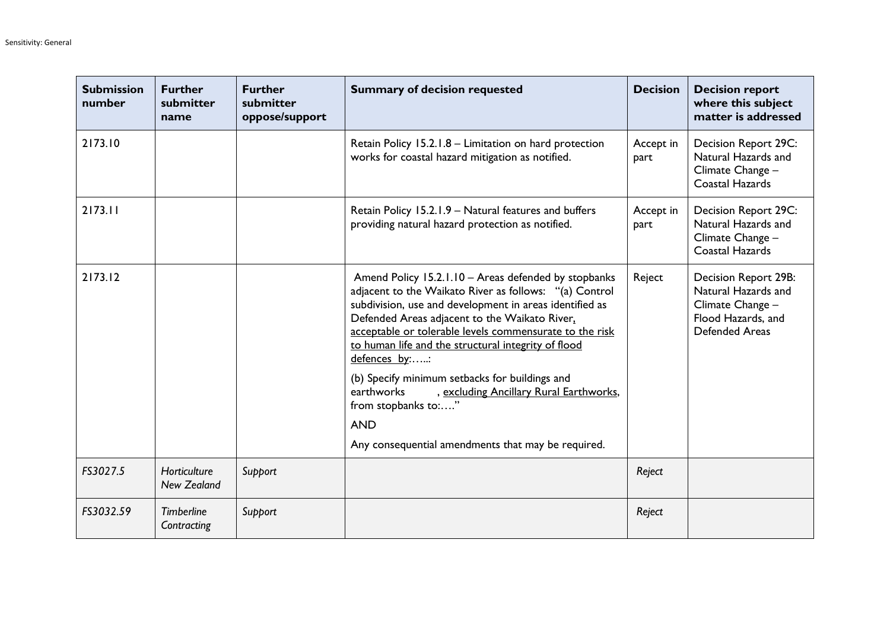| Submission number | Further submitter name | Further submitter oppose/support | Summary of decision requested | Decision | Decision report where this subject matter is addressed |
|---|---|---|---|---|---|
| 2173.10 | | | Retain Policy 15.2.1.8 – Limitation on hard protection works for coastal hazard mitigation as notified. | Accept in part | Decision Report 29C: Natural Hazards and Climate Change – Coastal Hazards |
| 2173.11 | | | Retain Policy 15.2.1.9 – Natural features and buffers providing natural hazard protection as notified. | Accept in part | Decision Report 29C: Natural Hazards and Climate Change – Coastal Hazards |
| 2173.12 | | | Amend Policy 15.2.1.10 – Areas defended by stopbanks adjacent to the Waikato River as follows: "(a) Control subdivision, use and development in areas identified as Defended Areas adjacent to the Waikato River<u>, acceptable or tolerable levels commensurate to the risk to human life and the structural integrity of flood defences by</u>:…..:<br><br>(b) Specify minimum setbacks for buildings and earthworks , <u>excluding Ancillary Rural Earthworks</u>, from stopbanks to:…."<br><br>AND<br><br>Any consequential amendments that may be required. | Reject | Decision Report 29B: Natural Hazards and Climate Change – Flood Hazards, and Defended Areas |
| *FS3027.5* | *Horticulture New Zealand* | *Support* | | *Reject* | |
| *FS3032.59* | *Timberline Contracting* | *Support* | | *Reject* | |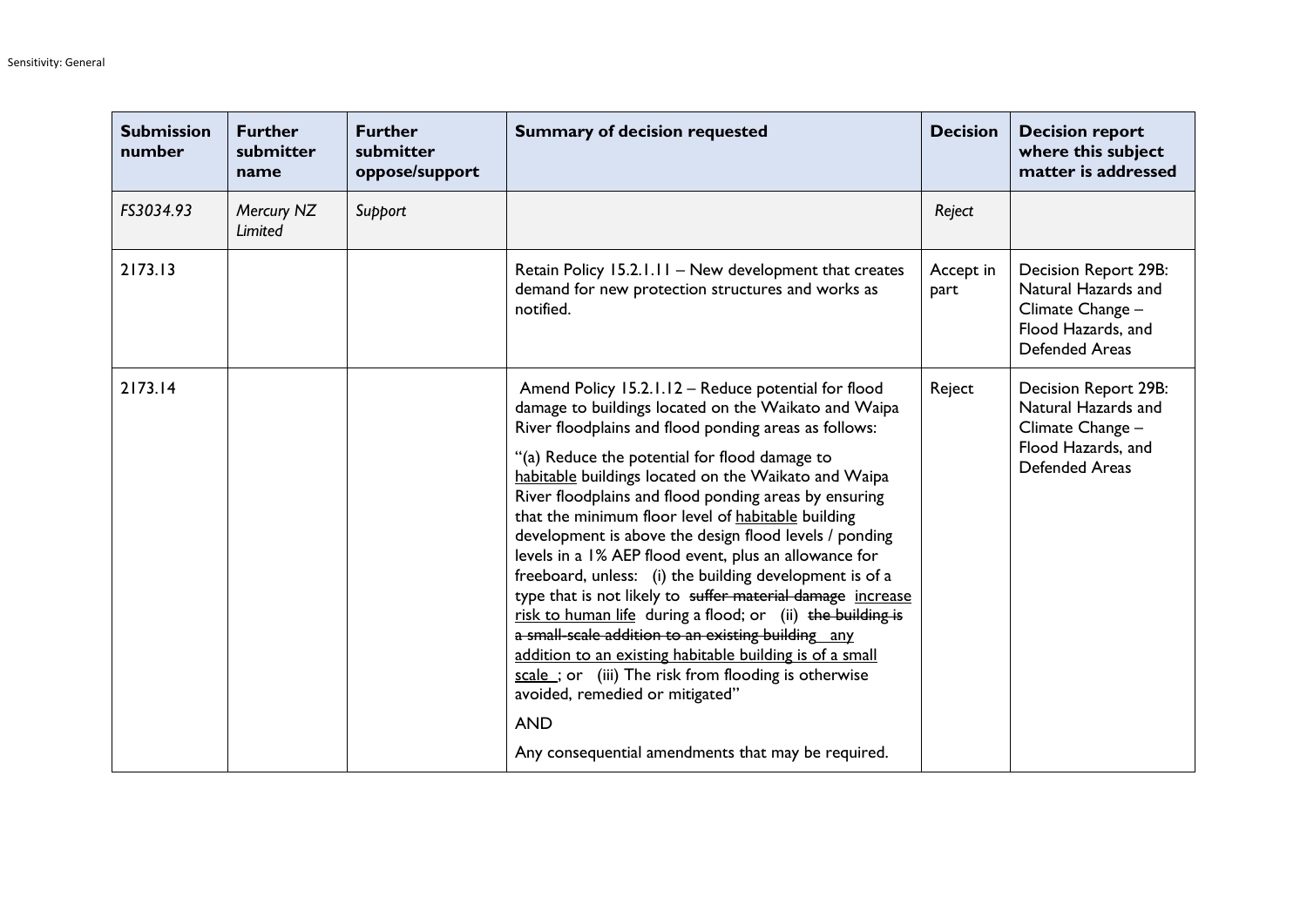| Submission number | Further submitter name | Further submitter oppose/support | Summary of decision requested | Decision | Decision report where this subject matter is addressed |
|---|---|---|---|---|---|
| *FS3034.93* | *Mercury NZ Limited* | *Support* | | *Reject* | |
| 2173.13 | | | Retain Policy 15.2.1.11 – New development that creates demand for new protection structures and works as notified. | Accept in part | Decision Report 29B: Natural Hazards and Climate Change – Flood Hazards, and Defended Areas |
| 2173.14 | | | Amend Policy 15.2.1.12 – Reduce potential for flood damage to buildings located on the Waikato and Waipa River floodplains and flood ponding areas as follows:<br><br>"(a) Reduce the potential for flood damage to <u>habitable</u> buildings located on the Waikato and Waipa River floodplains and flood ponding areas by ensuring that the minimum floor level of <u>habitable</u> building development is above the design flood levels / ponding levels in a 1% AEP flood event, plus an allowance for freeboard, unless: (i) the building development is of a type that is not likely to ~~suffer material damage~~ <u>increase risk to human life</u> during a flood; or (ii) ~~the building is a small-scale addition to an existing building~~ <u>any addition to an existing habitable building is of a small scale</u> ; or (iii) The risk from flooding is otherwise avoided, remedied or mitigated"<br><br>AND<br><br>Any consequential amendments that may be required. | Reject | Decision Report 29B: Natural Hazards and Climate Change – Flood Hazards, and Defended Areas |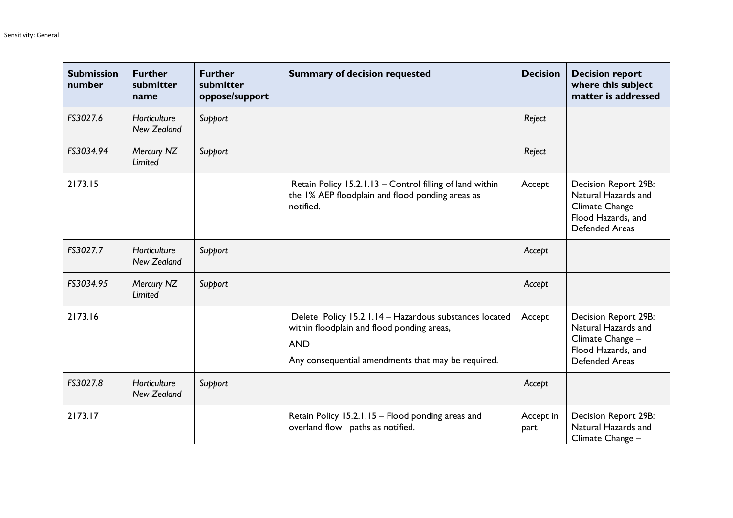| Submission number | Further submitter name | Further submitter oppose/support | Summary of decision requested | Decision | Decision report where this subject matter is addressed |
|---|---|---|---|---|---|
| *FS3027.6* | *Horticulture New Zealand* | *Support* | | *Reject* | |
| *FS3034.94* | *Mercury NZ Limited* | *Support* | | *Reject* | |
| 2173.15 | | | Retain Policy 15.2.1.13 – Control filling of land within the 1% AEP floodplain and flood ponding areas as notified. | Accept | Decision Report 29B: Natural Hazards and Climate Change – Flood Hazards, and Defended Areas |
| *FS3027.7* | *Horticulture New Zealand* | *Support* | | *Accept* | |
| *FS3034.95* | *Mercury NZ Limited* | *Support* | | *Accept* | |
| 2173.16 | | | Delete Policy 15.2.1.14 – Hazardous substances located within floodplain and flood ponding areas,<br><br>AND<br><br>Any consequential amendments that may be required. | Accept | Decision Report 29B: Natural Hazards and Climate Change – Flood Hazards, and Defended Areas |
| *FS3027.8* | *Horticulture New Zealand* | *Support* | | *Accept* | |
| 2173.17 | | | Retain Policy 15.2.1.15 – Flood ponding areas and overland flow paths as notified. | Accept in part | Decision Report 29B: Natural Hazards and Climate Change – |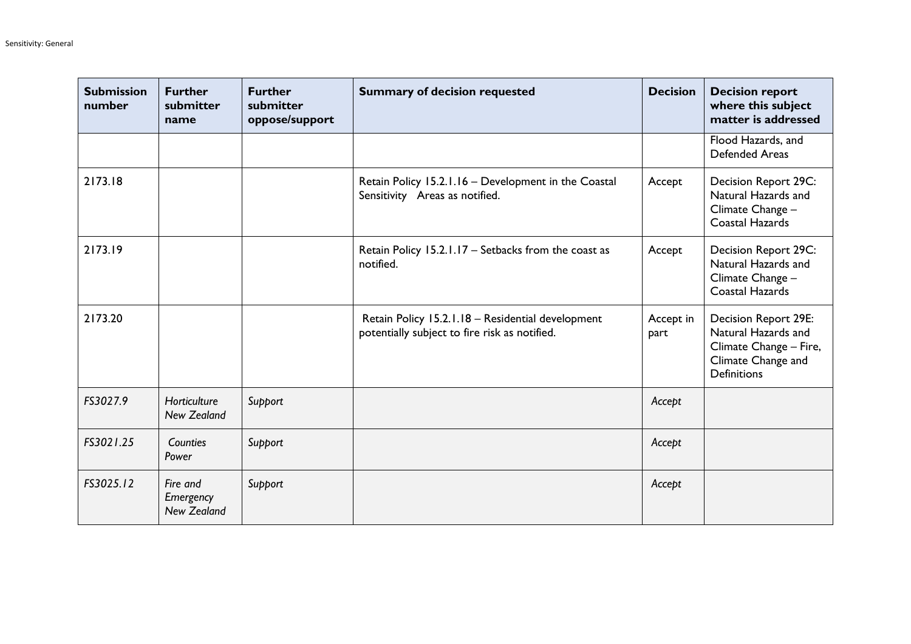| Submission number | Further submitter name | Further submitter oppose/support | Summary of decision requested | Decision | Decision report where this subject matter is addressed |
|---|---|---|---|---|---|
| | | | | | Flood Hazards, and Defended Areas |
| 2173.18 | | | Retain Policy 15.2.1.16 – Development in the Coastal Sensitivity Areas as notified. | Accept | Decision Report 29C: Natural Hazards and Climate Change – Coastal Hazards |
| 2173.19 | | | Retain Policy 15.2.1.17 – Setbacks from the coast as notified. | Accept | Decision Report 29C: Natural Hazards and Climate Change – Coastal Hazards |
| 2173.20 | | | Retain Policy 15.2.1.18 – Residential development potentially subject to fire risk as notified. | Accept in part | Decision Report 29E: Natural Hazards and Climate Change – Fire, Climate Change and Definitions |
| *FS3027.9* | *Horticulture New Zealand* | *Support* | | *Accept* | |
| *FS3021.25* | *Counties Power* | *Support* | | *Accept* | |
| *FS3025.12* | *Fire and Emergency New Zealand* | *Support* | | *Accept* | |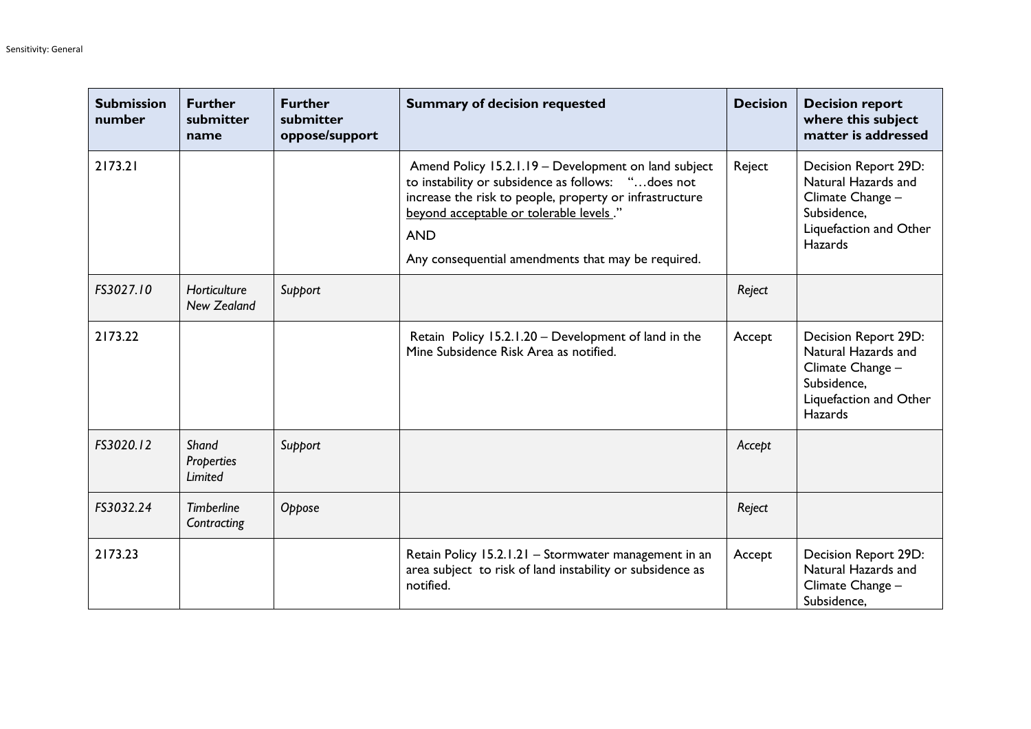| Submission number | Further submitter name | Further submitter oppose/support | Summary of decision requested | Decision | Decision report where this subject matter is addressed |
|---|---|---|---|---|---|
| 2173.21 | | | Amend Policy 15.2.1.19 – Development on land subject to instability or subsidence as follows: "…does not increase the risk to people, property or infrastructure <u>beyond acceptable or tolerable levels</u> ." <br><br>AND<br><br>Any consequential amendments that may be required. | Reject | Decision Report 29D: Natural Hazards and Climate Change – Subsidence, Liquefaction and Other Hazards |
| *FS3027.10* | *Horticulture New Zealand* | *Support* | | *Reject* | |
| 2173.22 | | | Retain Policy 15.2.1.20 – Development of land in the Mine Subsidence Risk Area as notified. | Accept | Decision Report 29D: Natural Hazards and Climate Change – Subsidence, Liquefaction and Other Hazards |
| *FS3020.12* | *Shand Properties Limited* | *Support* | | *Accept* | |
| *FS3032.24* | *Timberline Contracting* | *Oppose* | | *Reject* | |
| 2173.23 | | | Retain Policy 15.2.1.21 – Stormwater management in an area subject to risk of land instability or subsidence as notified. | Accept | Decision Report 29D: Natural Hazards and Climate Change – Subsidence, |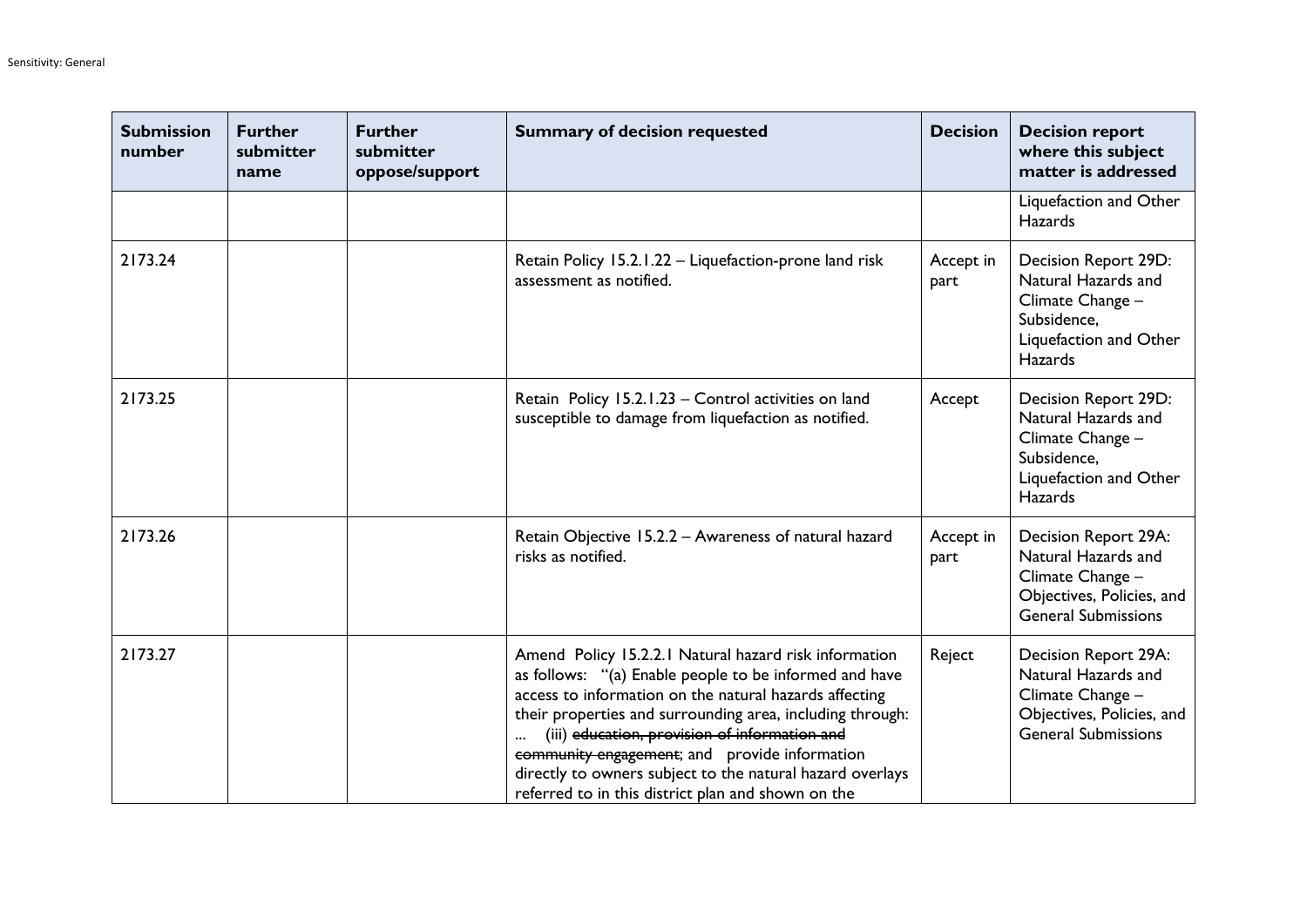| Submission number | Further submitter name | Further submitter oppose/support | Summary of decision requested | Decision | Decision report where this subject matter is addressed |
|---|---|---|---|---|---|
| | | | | | Liquefaction and Other Hazards |
| 2173.24 | | | Retain Policy 15.2.1.22 – Liquefaction-prone land risk assessment as notified. | Accept in part | Decision Report 29D: Natural Hazards and Climate Change – Subsidence, Liquefaction and Other Hazards |
| 2173.25 | | | Retain Policy 15.2.1.23 – Control activities on land susceptible to damage from liquefaction as notified. | Accept | Decision Report 29D: Natural Hazards and Climate Change – Subsidence, Liquefaction and Other Hazards |
| 2173.26 | | | Retain Objective 15.2.2 – Awareness of natural hazard risks as notified. | Accept in part | Decision Report 29A: Natural Hazards and Climate Change – Objectives, Policies, and General Submissions |
| 2173.27 | | | Amend Policy 15.2.2.1 Natural hazard risk information as follows: "(a) Enable people to be informed and have access to information on the natural hazards affecting their properties and surrounding area, including through: ... (iii) ~~education, provision of information and community engagement~~; and provide information directly to owners subject to the natural hazard overlays referred to in this district plan and shown on the | Reject | Decision Report 29A: Natural Hazards and Climate Change – Objectives, Policies, and General Submissions |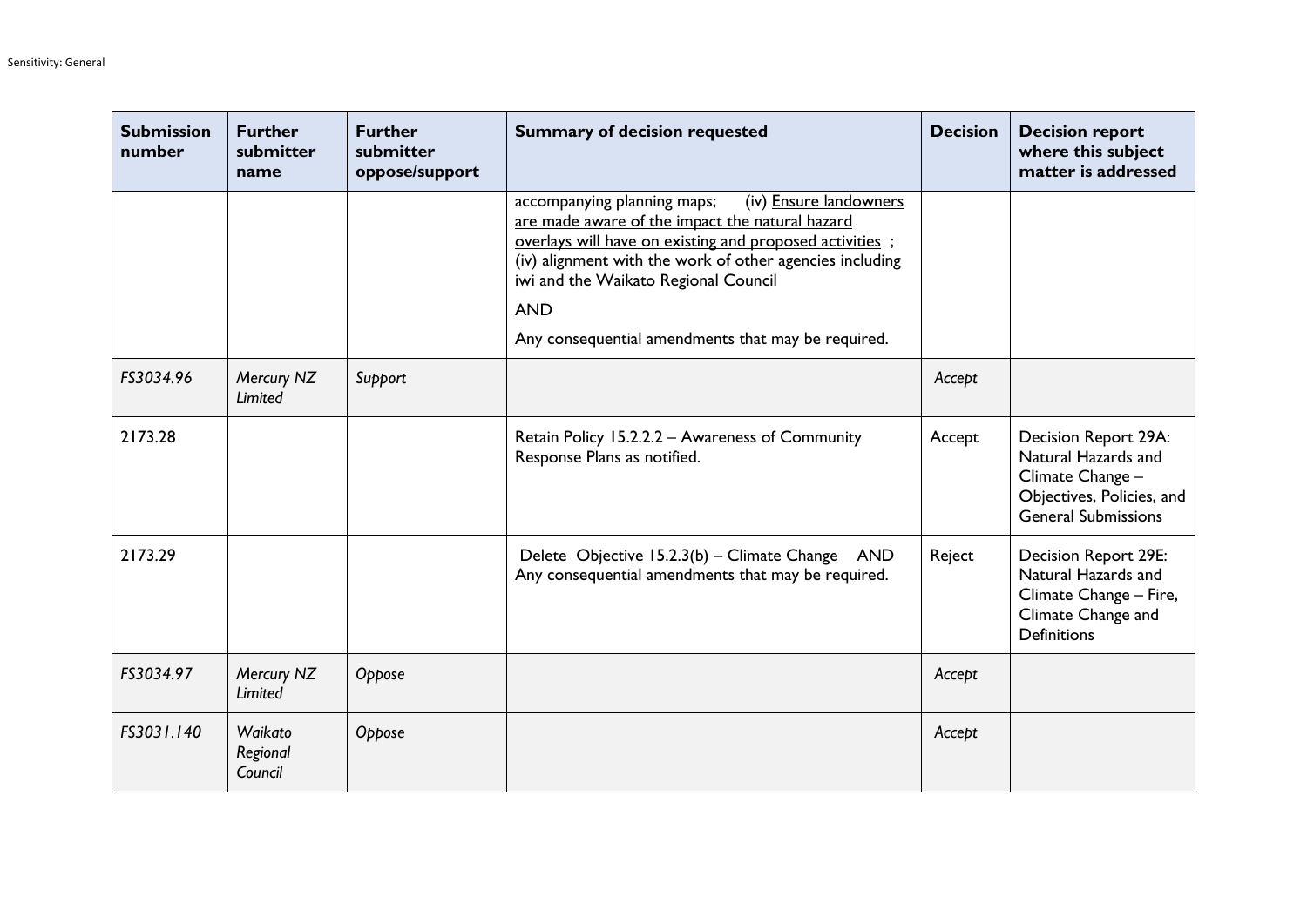| Submission number | Further submitter name | Further submitter oppose/support | Summary of decision requested | Decision | Decision report where this subject matter is addressed |
|---|---|---|---|---|---|
| | | | accompanying planning maps; (iv) Ensure landowners are made aware of the impact the natural hazard overlays will have on existing and proposed activities ; (iv) alignment with the work of other agencies including iwi and the Waikato Regional Council<br><br>AND<br><br>Any consequential amendments that may be required. | | |
| *FS3034.96* | *Mercury NZ Limited* | *Support* | | *Accept* | |
| 2173.28 | | | Retain Policy 15.2.2.2 – Awareness of Community Response Plans as notified. | Accept | Decision Report 29A: Natural Hazards and Climate Change – Objectives, Policies, and General Submissions |
| 2173.29 | | | Delete Objective 15.2.3(b) – Climate Change AND Any consequential amendments that may be required. | Reject | Decision Report 29E: Natural Hazards and Climate Change – Fire, Climate Change and Definitions |
| *FS3034.97* | *Mercury NZ Limited* | *Oppose* | | *Accept* | |
| *FS3031.140* | *Waikato Regional Council* | *Oppose* | | *Accept* | |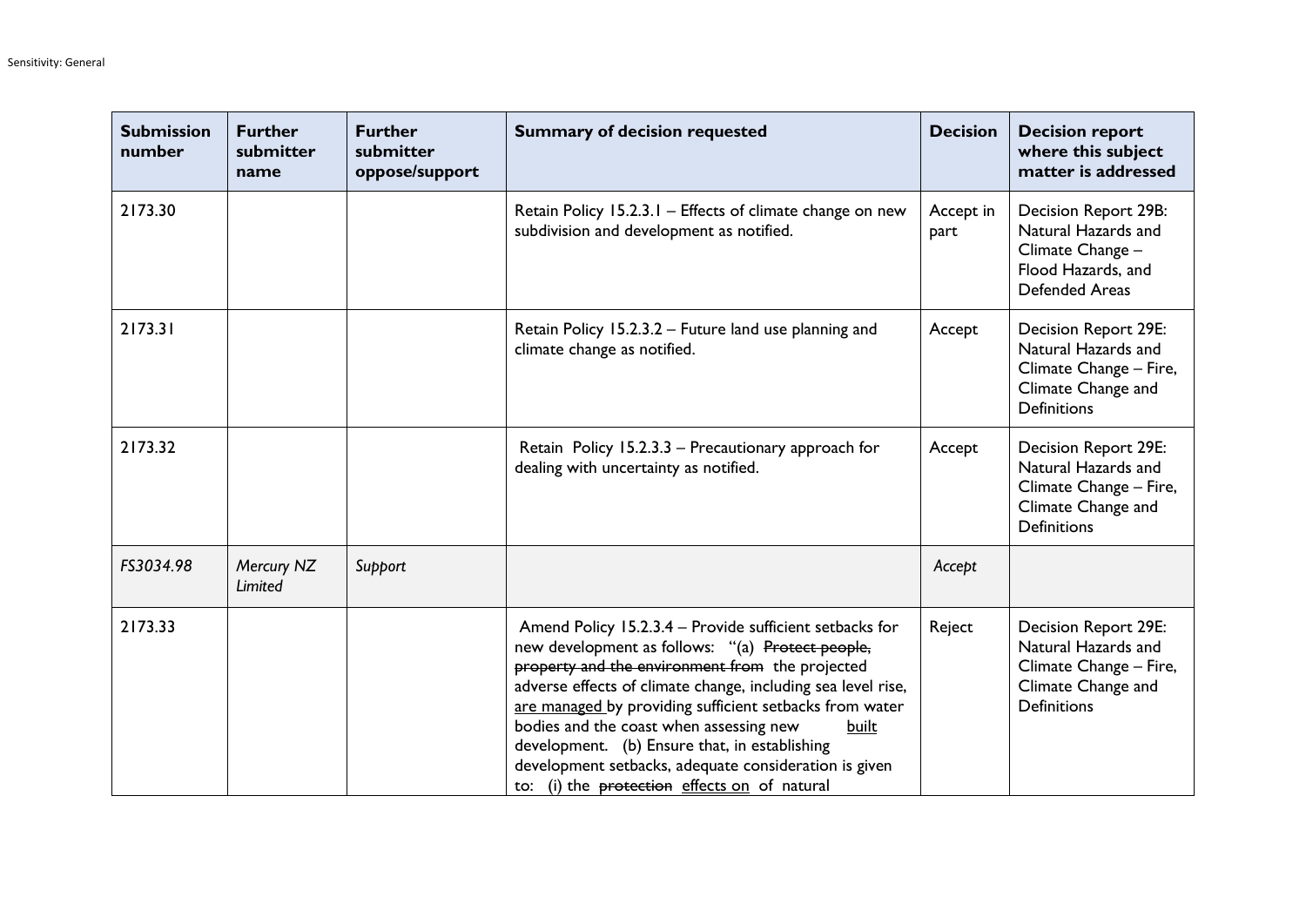| Submission number | Further submitter name | Further submitter oppose/support | Summary of decision requested | Decision | Decision report where this subject matter is addressed |
|---|---|---|---|---|---|
| 2173.30 | | | Retain Policy 15.2.3.1 – Effects of climate change on new subdivision and development as notified. | Accept in part | Decision Report 29B: Natural Hazards and Climate Change – Flood Hazards, and Defended Areas |
| 2173.31 | | | Retain Policy 15.2.3.2 – Future land use planning and climate change as notified. | Accept | Decision Report 29E: Natural Hazards and Climate Change – Fire, Climate Change and Definitions |
| 2173.32 | | | Retain Policy 15.2.3.3 – Precautionary approach for dealing with uncertainty as notified. | Accept | Decision Report 29E: Natural Hazards and Climate Change – Fire, Climate Change and Definitions |
| *FS3034.98* | *Mercury NZ Limited* | *Support* | | *Accept* | |
| 2173.33 | | | Amend Policy 15.2.3.4 – Provide sufficient setbacks for new development as follows: "(a) ~~Protect people, property and the environment from~~ the projected adverse effects of climate change, including sea level rise, <u>are managed</u> by providing sufficient setbacks from water bodies and the coast when assessing new <u>built</u> development. (b) Ensure that, in establishing development setbacks, adequate consideration is given to: (i) the ~~protection~~ <u>effects on</u> of natural | Reject | Decision Report 29E: Natural Hazards and Climate Change – Fire, Climate Change and Definitions |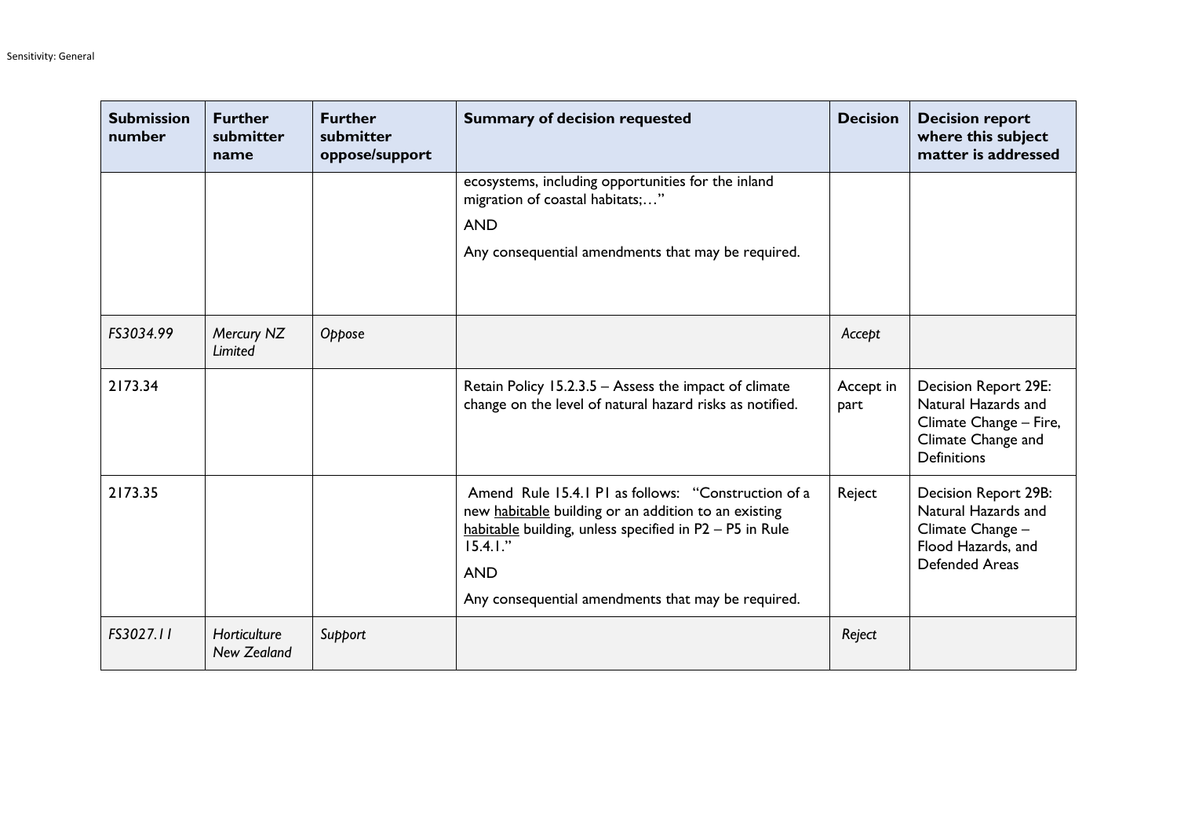| Submission number | Further submitter name | Further submitter oppose/support | Summary of decision requested | Decision | Decision report where this subject matter is addressed |
|---|---|---|---|---|---|
| | | | ecosystems, including opportunities for the inland migration of coastal habitats;…" <br><br> AND <br><br> Any consequential amendments that may be required. | | |
| *FS3034.99* | *Mercury NZ Limited* | *Oppose* | | *Accept* | |
| 2173.34 | | | Retain Policy 15.2.3.5 – Assess the impact of climate change on the level of natural hazard risks as notified. | Accept in part | Decision Report 29E: Natural Hazards and Climate Change – Fire, Climate Change and Definitions |
| 2173.35 | | | Amend Rule 15.4.1 P1 as follows: "Construction of a new <u>habitable</u> building or an addition to an existing <u>habitable</u> building, unless specified in P2 – P5 in Rule 15.4.1." <br><br> AND <br><br> Any consequential amendments that may be required. | Reject | Decision Report 29B: Natural Hazards and Climate Change – Flood Hazards, and Defended Areas |
| *FS3027.11* | *Horticulture New Zealand* | *Support* | | *Reject* | |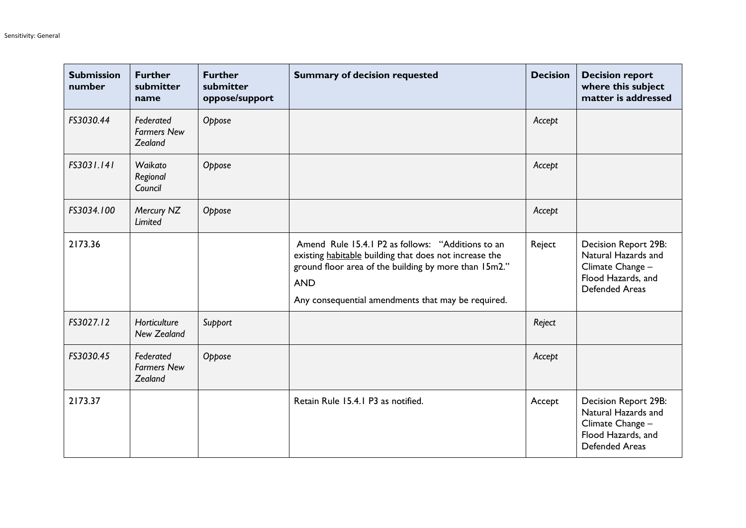| Submission number | Further submitter name | Further submitter oppose/support | Summary of decision requested | Decision | Decision report where this subject matter is addressed |
|---|---|---|---|---|---|
| *FS3030.44* | *Federated Farmers New Zealand* | *Oppose* | | *Accept* | |
| *FS3031.141* | *Waikato Regional Council* | *Oppose* | | *Accept* | |
| *FS3034.100* | *Mercury NZ Limited* | *Oppose* | | *Accept* | |
| 2173.36 | | | Amend Rule 15.4.1 P2 as follows: "Additions to an existing <u>habitable</u> building that does not increase the ground floor area of the building by more than 15m2." AND Any consequential amendments that may be required. | Reject | Decision Report 29B: Natural Hazards and Climate Change – Flood Hazards, and Defended Areas |
| *FS3027.12* | *Horticulture New Zealand* | *Support* | | *Reject* | |
| *FS3030.45* | *Federated Farmers New Zealand* | *Oppose* | | *Accept* | |
| 2173.37 | | | Retain Rule 15.4.1 P3 as notified. | Accept | Decision Report 29B: Natural Hazards and Climate Change – Flood Hazards, and Defended Areas |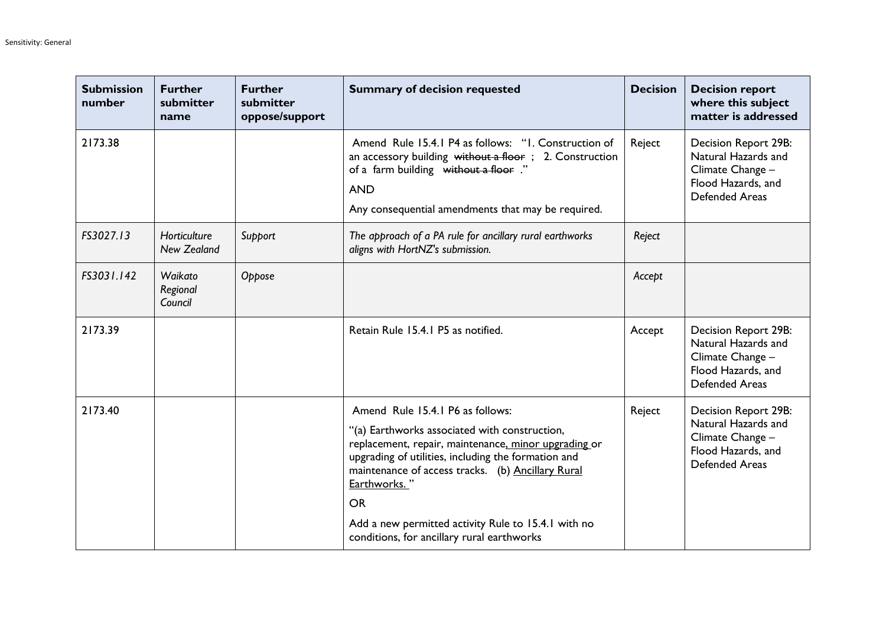| Submission number | Further submitter name | Further submitter oppose/support | Summary of decision requested | Decision | Decision report where this subject matter is addressed |
|---|---|---|---|---|---|
| 2173.38 | | | Amend Rule 15.4.1 P4 as follows: "1. Construction of an accessory building ~~without a floor~~ ; 2. Construction of a farm building ~~without a floor~~ ."<br>AND<br>Any consequential amendments that may be required. | Reject | Decision Report 29B: Natural Hazards and Climate Change – Flood Hazards, and Defended Areas |
| *FS3027.13* | *Horticulture New Zealand* | *Support* | *The approach of a PA rule for ancillary rural earthworks aligns with HortNZ's submission.* | *Reject* | |
| *FS3031.142* | *Waikato Regional Council* | *Oppose* | | *Accept* | |
| 2173.39 | | | Retain Rule 15.4.1 P5 as notified. | Accept | Decision Report 29B: Natural Hazards and Climate Change – Flood Hazards, and Defended Areas |
| 2173.40 | | | Amend Rule 15.4.1 P6 as follows:<br>"(a) Earthworks associated with construction, replacement, repair, maintenance<u>, minor upgrading</u> or upgrading of utilities, including the formation and maintenance of access tracks. (b) <u>Ancillary Rural Earthworks.</u> "<br>OR<br>Add a new permitted activity Rule to 15.4.1 with no conditions, for ancillary rural earthworks | Reject | Decision Report 29B: Natural Hazards and Climate Change – Flood Hazards, and Defended Areas |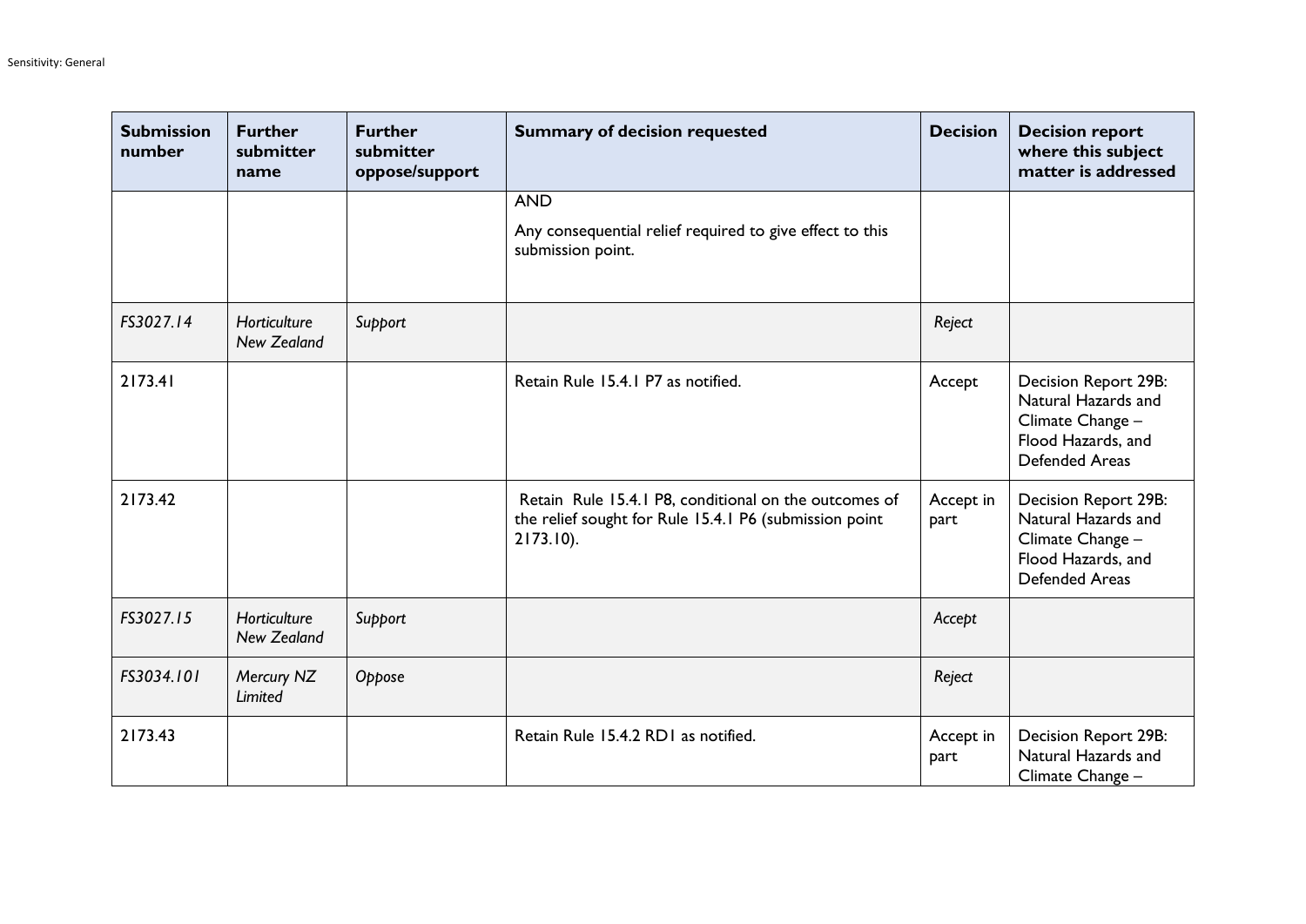| Submission number | Further submitter name | Further submitter oppose/support | Summary of decision requested | Decision | Decision report where this subject matter is addressed |
|---|---|---|---|---|---|
| | | | AND<br><br>Any consequential relief required to give effect to this submission point. | | |
| *FS3027.14* | *Horticulture New Zealand* | *Support* | | *Reject* | |
| 2173.41 | | | Retain Rule 15.4.1 P7 as notified. | Accept | Decision Report 29B: Natural Hazards and Climate Change – Flood Hazards, and Defended Areas |
| 2173.42 | | | Retain Rule 15.4.1 P8, conditional on the outcomes of the relief sought for Rule 15.4.1 P6 (submission point 2173.10). | Accept in part | Decision Report 29B: Natural Hazards and Climate Change – Flood Hazards, and Defended Areas |
| *FS3027.15* | *Horticulture New Zealand* | *Support* | | *Accept* | |
| *FS3034.101* | *Mercury NZ Limited* | *Oppose* | | *Reject* | |
| 2173.43 | | | Retain Rule 15.4.2 RD1 as notified. | Accept in part | Decision Report 29B: Natural Hazards and Climate Change – |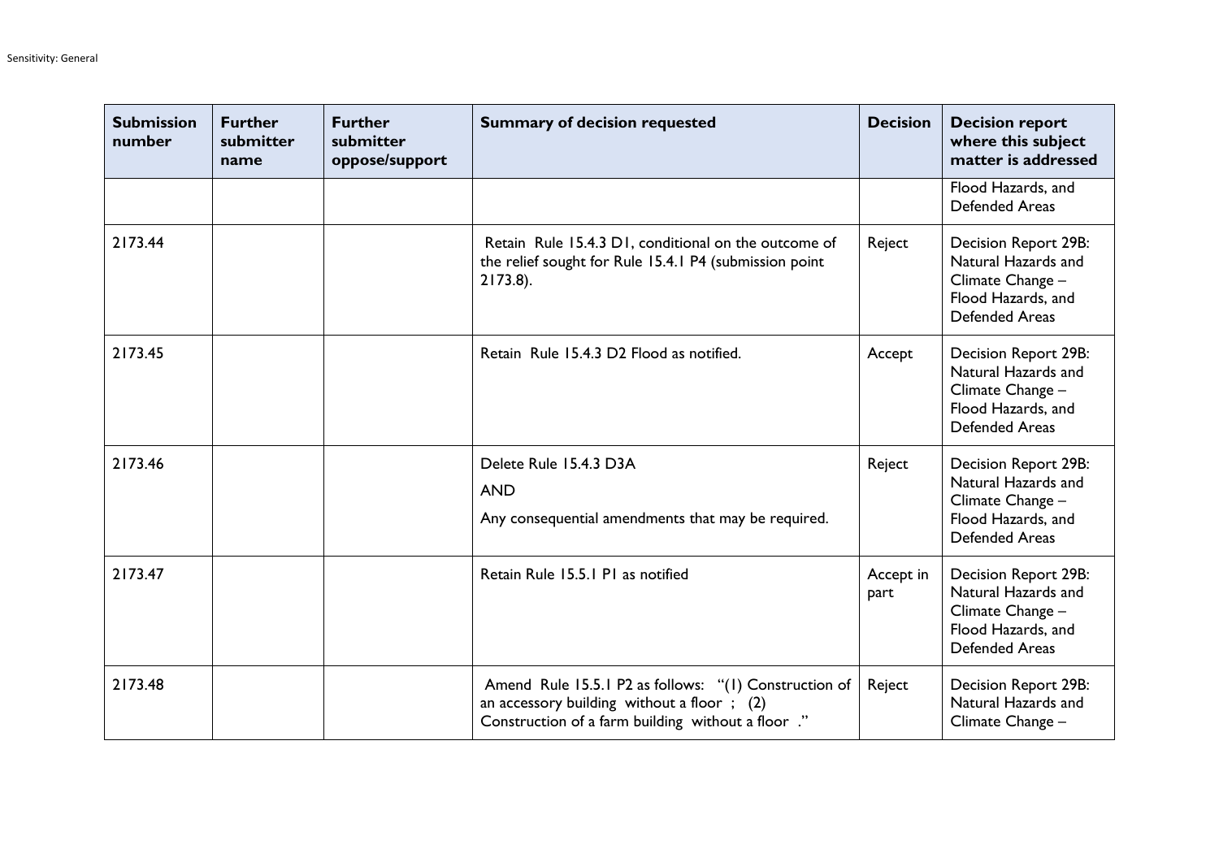| Submission number | Further submitter name | Further submitter oppose/support | Summary of decision requested | Decision | Decision report where this subject matter is addressed |
|---|---|---|---|---|---|
| | | | | | Flood Hazards, and Defended Areas |
| 2173.44 | | | Retain Rule 15.4.3 D1, conditional on the outcome of the relief sought for Rule 15.4.1 P4 (submission point 2173.8). | Reject | Decision Report 29B: Natural Hazards and Climate Change – Flood Hazards, and Defended Areas |
| 2173.45 | | | Retain Rule 15.4.3 D2 Flood as notified. | Accept | Decision Report 29B: Natural Hazards and Climate Change – Flood Hazards, and Defended Areas |
| 2173.46 | | | Delete Rule 15.4.3 D3A<br>AND<br>Any consequential amendments that may be required. | Reject | Decision Report 29B: Natural Hazards and Climate Change – Flood Hazards, and Defended Areas |
| 2173.47 | | | Retain Rule 15.5.1 P1 as notified | Accept in part | Decision Report 29B: Natural Hazards and Climate Change – Flood Hazards, and Defended Areas |
| 2173.48 | | | Amend Rule 15.5.1 P2 as follows: "(1) Construction of an accessory building without a floor ; (2) Construction of a farm building without a floor ." | Reject | Decision Report 29B: Natural Hazards and Climate Change – |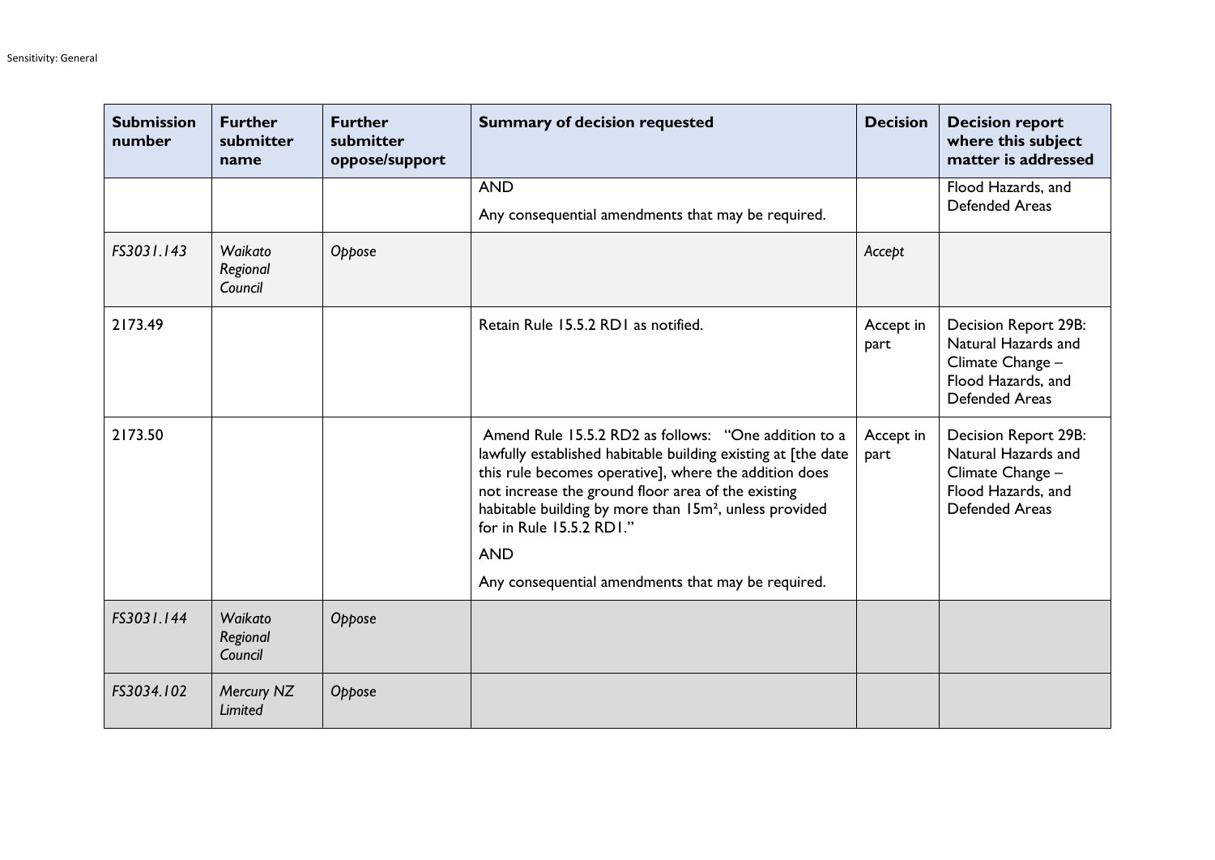| Submission number | Further submitter name | Further oppose/support | Summary of decision requested | Decision | Decision report where this subject matter is addressed |
|---|---|---|---|---|---|
| | | | AND<br><br>Any consequential amendments that may be required. | | Flood Hazards, and Defended Areas |
| *FS3031.143* | *Waikato Regional Council* | *Oppose* | | *Accept* | |
| 2173.49 | | | Retain Rule 15.5.2 RD1 as notified. | Accept in part | Decision Report 29B: Natural Hazards and Climate Change – Flood Hazards, and Defended Areas |
| 2173.50 | | | Amend Rule 15.5.2 RD2 as follows: "One addition to a lawfully established habitable building existing at [the date this rule becomes operative], where the addition does not increase the ground floor area of the existing habitable building by more than 15m², unless provided for in Rule 15.5.2 RD1."<br><br>AND<br><br>Any consequential amendments that may be required. | Accept in part | Decision Report 29B: Natural Hazards and Climate Change – Flood Hazards, and Defended Areas |
| *FS3031.144* | *Waikato Regional Council* | *Oppose* | | | |
| *FS3034.102* | *Mercury NZ Limited* | *Oppose* | | | |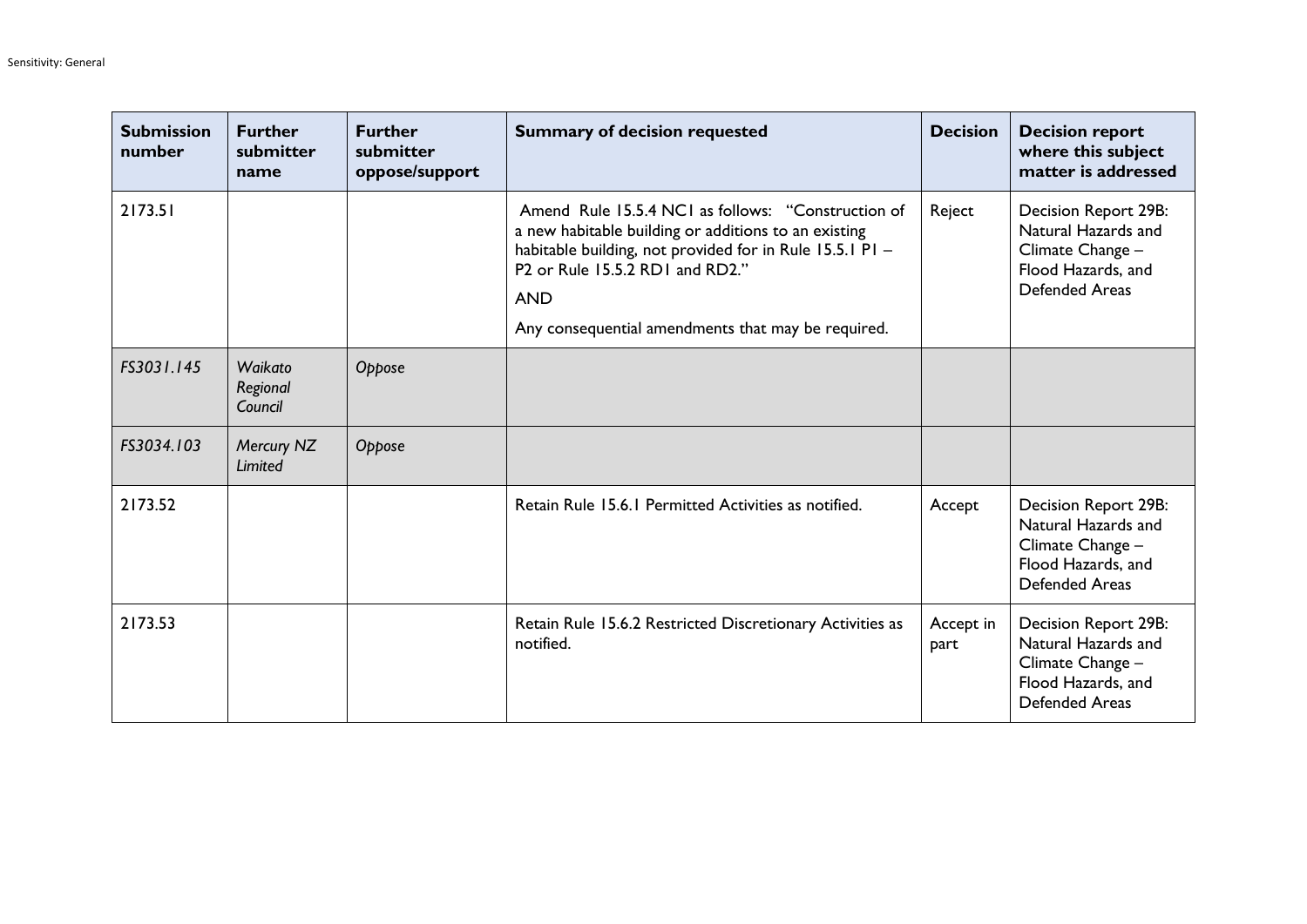| Submission number | Further submitter name | Further submitter oppose/support | Summary of decision requested | Decision | Decision report where this subject matter is addressed |
|---|---|---|---|---|---|
| 2173.51 | | | Amend Rule 15.5.4 NC1 as follows: "Construction of a new habitable building or additions to an existing habitable building, not provided for in Rule 15.5.1 P1 – P2 or Rule 15.5.2 RD1 and RD2." AND Any consequential amendments that may be required. | Reject | Decision Report 29B: Natural Hazards and Climate Change – Flood Hazards, and Defended Areas |
| *FS3031.145* | *Waikato Regional Council* | *Oppose* | | | |
| *FS3034.103* | *Mercury NZ Limited* | *Oppose* | | | |
| 2173.52 | | | Retain Rule 15.6.1 Permitted Activities as notified. | Accept | Decision Report 29B: Natural Hazards and Climate Change – Flood Hazards, and Defended Areas |
| 2173.53 | | | Retain Rule 15.6.2 Restricted Discretionary Activities as notified. | Accept in part | Decision Report 29B: Natural Hazards and Climate Change – Flood Hazards, and Defended Areas |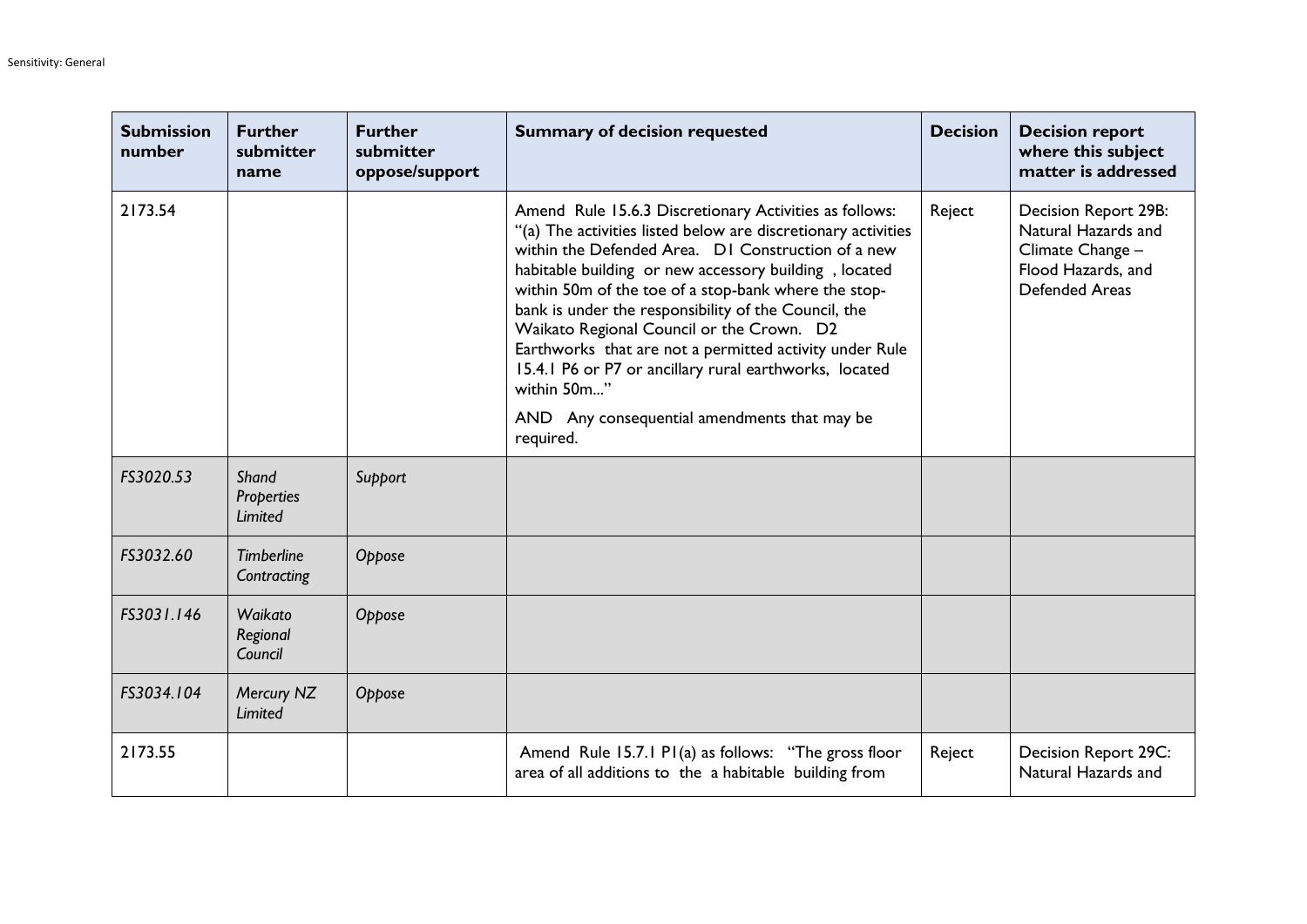| Submission number | Further submitter name | Further submitter oppose/support | Summary of decision requested | Decision | Decision report where this subject matter is addressed |
|---|---|---|---|---|---|
| 2173.54 | | | Amend Rule 15.6.3 Discretionary Activities as follows: "(a) The activities listed below are discretionary activities within the Defended Area. D1 Construction of a new habitable building or new accessory building , located within 50m of the toe of a stop-bank where the stop-bank is under the responsibility of the Council, the Waikato Regional Council or the Crown. D2 Earthworks that are not a permitted activity under Rule 15.4.1 P6 or P7 or ancillary rural earthworks, located within 50m..." AND Any consequential amendments that may be required. | Reject | Decision Report 29B: Natural Hazards and Climate Change – Flood Hazards, and Defended Areas |
| *FS3020.53* | *Shand Properties Limited* | *Support* | | | |
| *FS3032.60* | *Timberline Contracting* | *Oppose* | | | |
| *FS3031.146* | *Waikato Regional Council* | *Oppose* | | | |
| *FS3034.104* | *Mercury NZ Limited* | *Oppose* | | | |
| 2173.55 | | | Amend Rule 15.7.1 P1(a) as follows: "The gross floor area of all additions to the a habitable building from | Reject | Decision Report 29C: Natural Hazards and |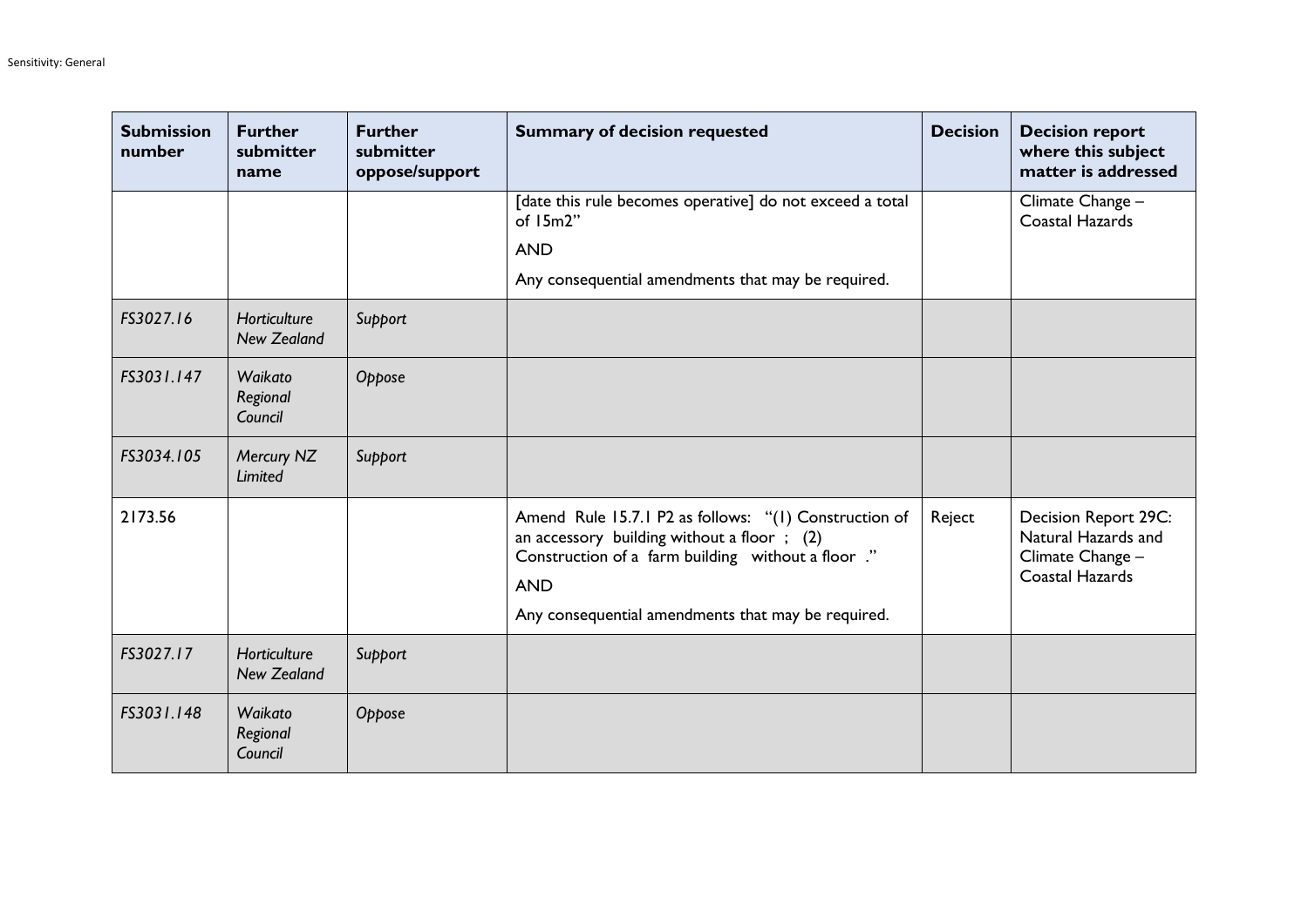| Submission number | Further submitter name | Further submitter oppose/support | Summary of decision requested | Decision | Decision report where this subject matter is addressed |
|---|---|---|---|---|---|
| | | | [date this rule becomes operative] do not exceed a total of 15m2"<br><br>AND<br><br>Any consequential amendments that may be required. | | Climate Change – Coastal Hazards |
| *FS3027.16* | *Horticulture New Zealand* | *Support* | | | |
| *FS3031.147* | *Waikato Regional Council* | *Oppose* | | | |
| *FS3034.105* | *Mercury NZ Limited* | *Support* | | | |
| 2173.56 | | | Amend Rule 15.7.1 P2 as follows: "(1) Construction of an accessory building without a floor ; (2) Construction of a farm building without a floor ."<br><br>AND<br><br>Any consequential amendments that may be required. | Reject | Decision Report 29C: Natural Hazards and Climate Change – Coastal Hazards |
| *FS3027.17* | *Horticulture New Zealand* | *Support* | | | |
| *FS3031.148* | *Waikato Regional Council* | *Oppose* | | | |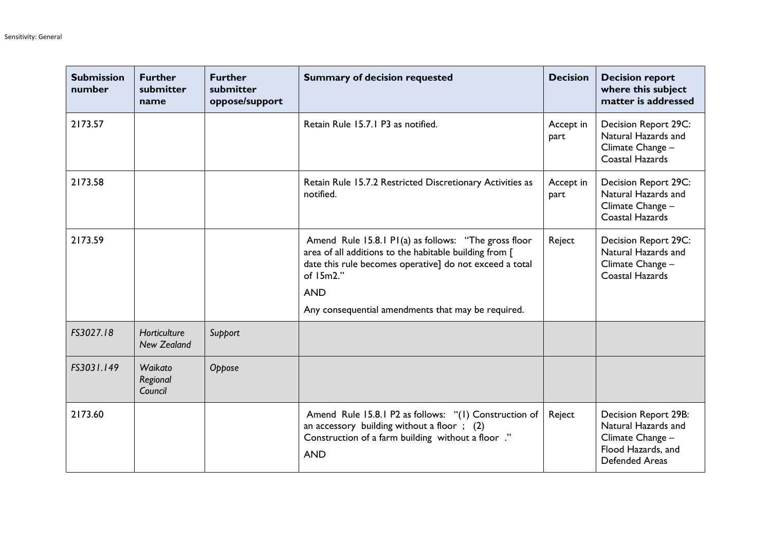| Submission number | Further submitter name | Further submitter oppose/support | Summary of decision requested | Decision | Decision report where this subject matter is addressed |
|---|---|---|---|---|---|
| 2173.57 | | | Retain Rule 15.7.1 P3 as notified. | Accept in part | Decision Report 29C: Natural Hazards and Climate Change – Coastal Hazards |
| 2173.58 | | | Retain Rule 15.7.2 Restricted Discretionary Activities as notified. | Accept in part | Decision Report 29C: Natural Hazards and Climate Change – Coastal Hazards |
| 2173.59 | | | Amend Rule 15.8.1 P1(a) as follows: "The gross floor area of all additions to the habitable building from [ date this rule becomes operative] do not exceed a total of 15m2." AND Any consequential amendments that may be required. | Reject | Decision Report 29C: Natural Hazards and Climate Change – Coastal Hazards |
| *FS3027.18* | *Horticulture New Zealand* | *Support* | | | |
| *FS3031.149* | *Waikato Regional Council* | *Oppose* | | | |
| 2173.60 | | | Amend Rule 15.8.1 P2 as follows: "(1) Construction of an accessory building without a floor ; (2) Construction of a farm building without a floor ." AND | Reject | Decision Report 29B: Natural Hazards and Climate Change – Flood Hazards, and Defended Areas |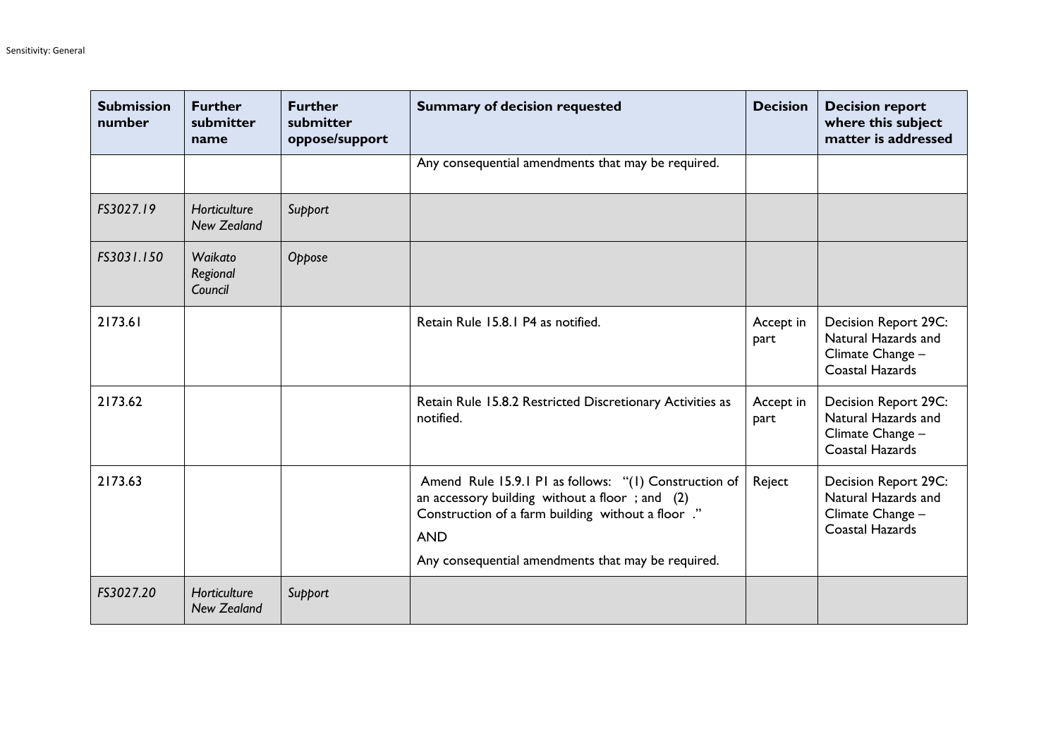| Submission number | Further submitter name | Further submitter oppose/support | Summary of decision requested | Decision | Decision report where this subject matter is addressed |
|---|---|---|---|---|---|
| | | | Any consequential amendments that may be required. | | |
| *FS3027.19* | *Horticulture New Zealand* | *Support* | | | |
| *FS3031.150* | *Waikato Regional Council* | *Oppose* | | | |
| 2173.61 | | | Retain Rule 15.8.1 P4 as notified. | Accept in part | Decision Report 29C: Natural Hazards and Climate Change – Coastal Hazards |
| 2173.62 | | | Retain Rule 15.8.2 Restricted Discretionary Activities as notified. | Accept in part | Decision Report 29C: Natural Hazards and Climate Change – Coastal Hazards |
| 2173.63 | | | Amend Rule 15.9.1 P1 as follows: "(1) Construction of an accessory building without a floor ; and (2) Construction of a farm building without a floor ."<br>AND<br>Any consequential amendments that may be required. | Reject | Decision Report 29C: Natural Hazards and Climate Change – Coastal Hazards |
| *FS3027.20* | *Horticulture New Zealand* | *Support* | | | |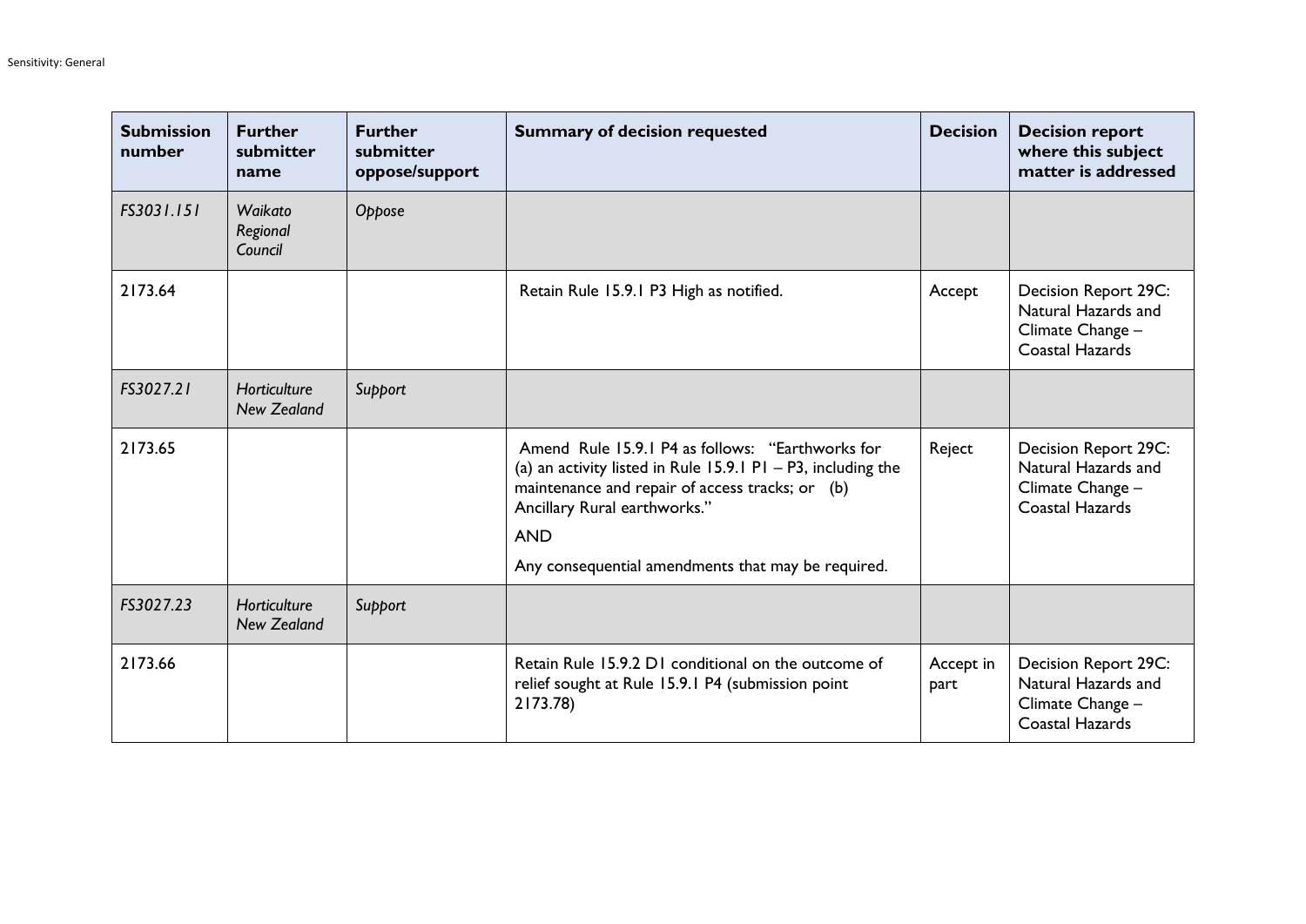| Submission number | Further submitter name | Further submitter oppose/support | Summary of decision requested | Decision | Decision report where this subject matter is addressed |
|---|---|---|---|---|---|
| *FS3031.151* | *Waikato Regional Council* | *Oppose* | | | |
| 2173.64 | | | Retain Rule 15.9.1 P3 High as notified. | Accept | Decision Report 29C: Natural Hazards and Climate Change – Coastal Hazards |
| *FS3027.21* | *Horticulture New Zealand* | *Support* | | | |
| 2173.65 | | | Amend Rule 15.9.1 P4 as follows: "Earthworks for (a) an activity listed in Rule 15.9.1 P1 – P3, including the maintenance and repair of access tracks; or (b) Ancillary Rural earthworks." <br><br> AND <br><br> Any consequential amendments that may be required. | Reject | Decision Report 29C: Natural Hazards and Climate Change – Coastal Hazards |
| *FS3027.23* | *Horticulture New Zealand* | *Support* | | | |
| 2173.66 | | | Retain Rule 15.9.2 D1 conditional on the outcome of relief sought at Rule 15.9.1 P4 (submission point 2173.78) | Accept in part | Decision Report 29C: Natural Hazards and Climate Change – Coastal Hazards |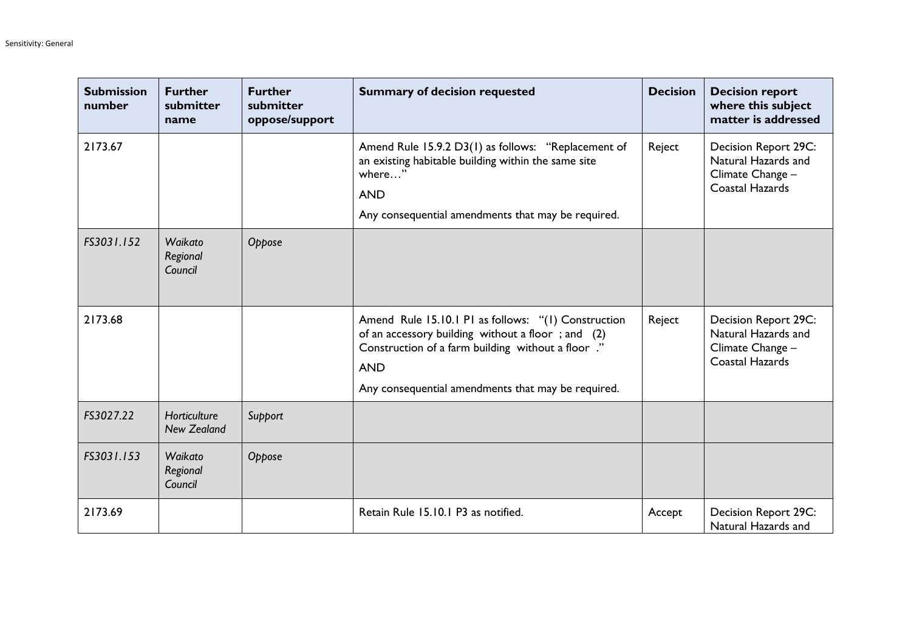| Submission number | Further submitter name | Further submitter oppose/support | Summary of decision requested | Decision | Decision report where this subject matter is addressed |
| --- | --- | --- | --- | --- | --- |
| 2173.67 | | | Amend Rule 15.9.2 D3(1) as follows: "Replacement of an existing habitable building within the same site where…" <br> AND <br> Any consequential amendments that may be required. | Reject | Decision Report 29C: Natural Hazards and Climate Change – Coastal Hazards |
| *FS3031.152* | *Waikato Regional Council* | *Oppose* | | | |
| 2173.68 | | | Amend Rule 15.10.1 P1 as follows: "(1) Construction of an accessory building without a floor ; and (2) Construction of a farm building without a floor ." <br> AND <br> Any consequential amendments that may be required. | Reject | Decision Report 29C: Natural Hazards and Climate Change – Coastal Hazards |
| *FS3027.22* | *Horticulture New Zealand* | *Support* | | | |
| *FS3031.153* | *Waikato Regional Council* | *Oppose* | | | |
| 2173.69 | | | Retain Rule 15.10.1 P3 as notified. | Accept | Decision Report 29C: Natural Hazards and |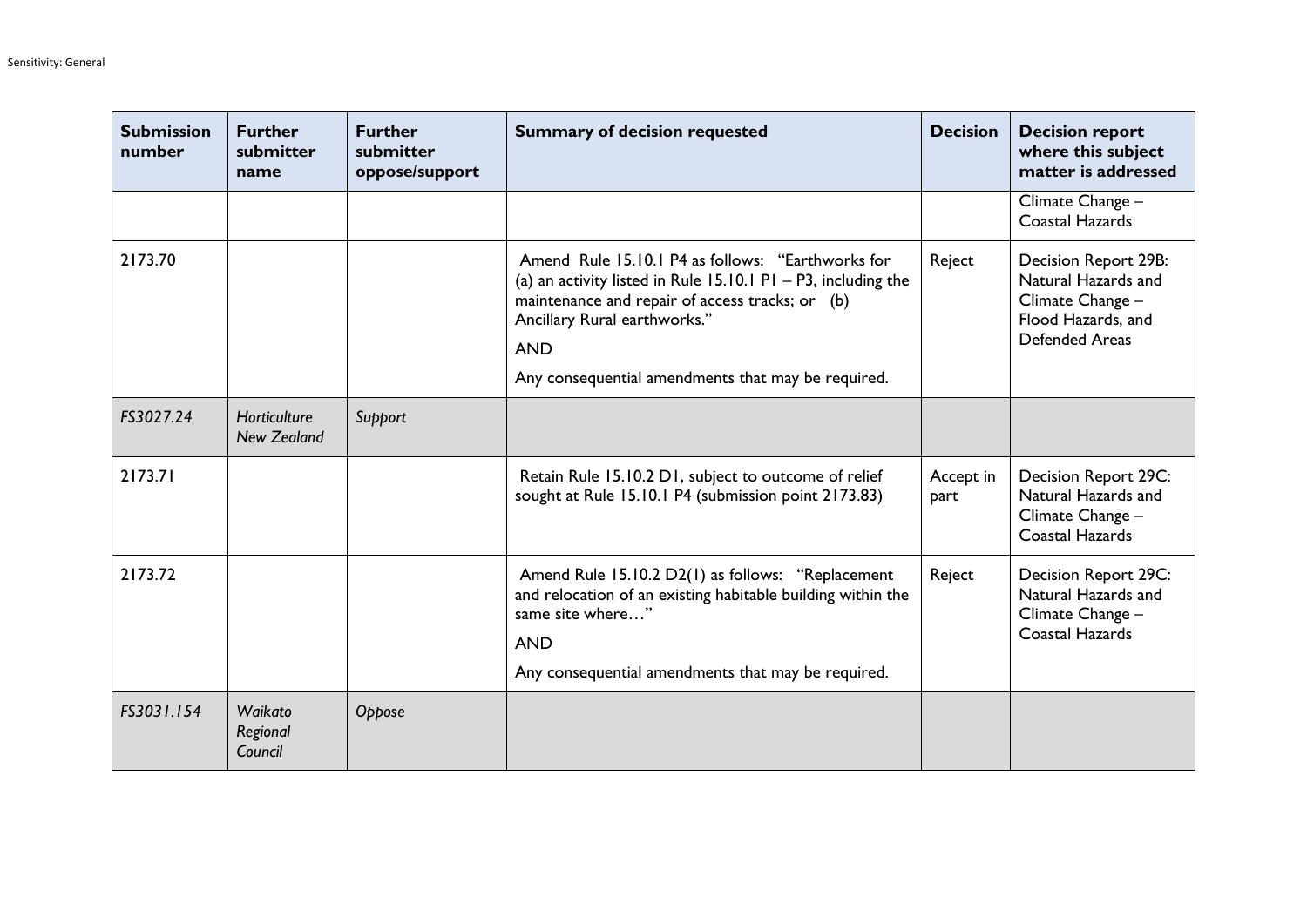| Submission number | Further submitter name | Further submitter oppose/support | Summary of decision requested | Decision | Decision report where this subject matter is addressed |
|---|---|---|---|---|---|
| | | | | | Climate Change – Coastal Hazards |
| 2173.70 | | | Amend Rule 15.10.1 P4 as follows: "Earthworks for (a) an activity listed in Rule 15.10.1 P1 – P3, including the maintenance and repair of access tracks; or (b) Ancillary Rural earthworks." AND Any consequential amendments that may be required. | Reject | Decision Report 29B: Natural Hazards and Climate Change – Flood Hazards, and Defended Areas |
| *FS3027.24* | *Horticulture New Zealand* | *Support* | | | |
| 2173.71 | | | Retain Rule 15.10.2 D1, subject to outcome of relief sought at Rule 15.10.1 P4 (submission point 2173.83) | Accept in part | Decision Report 29C: Natural Hazards and Climate Change – Coastal Hazards |
| 2173.72 | | | Amend Rule 15.10.2 D2(1) as follows: "Replacement and relocation of an existing habitable building within the same site where…" AND Any consequential amendments that may be required. | Reject | Decision Report 29C: Natural Hazards and Climate Change – Coastal Hazards |
| *FS3031.154* | *Waikato Regional Council* | *Oppose* | | | |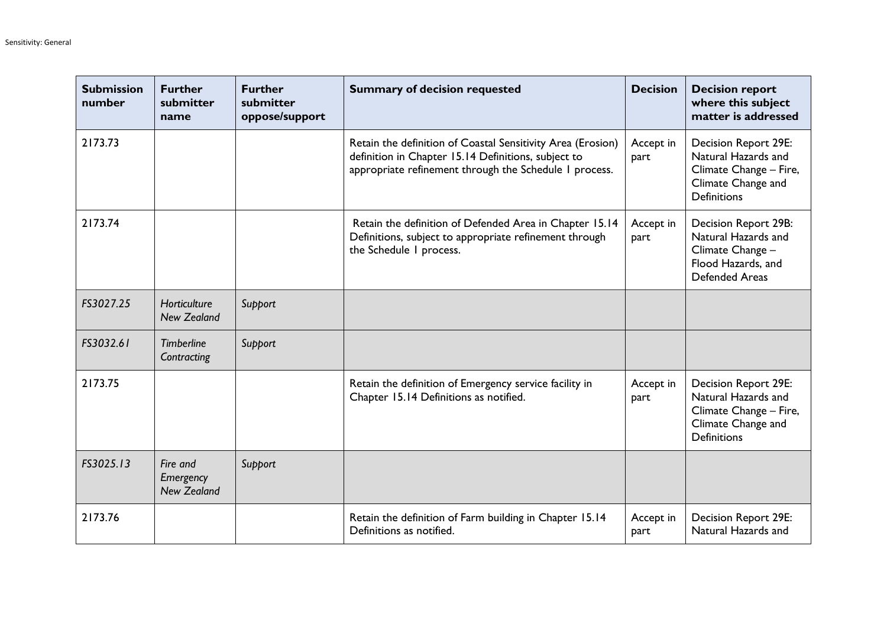| Submission number | Further submitter name | Further submitter oppose/support | Summary of decision requested | Decision | Decision report where this subject matter is addressed |
|---|---|---|---|---|---|
| 2173.73 | | | Retain the definition of Coastal Sensitivity Area (Erosion) definition in Chapter 15.14 Definitions, subject to appropriate refinement through the Schedule 1 process. | Accept in part | Decision Report 29E: Natural Hazards and Climate Change – Fire, Climate Change and Definitions |
| 2173.74 | | | Retain the definition of Defended Area in Chapter 15.14 Definitions, subject to appropriate refinement through the Schedule 1 process. | Accept in part | Decision Report 29B: Natural Hazards and Climate Change – Flood Hazards, and Defended Areas |
| *FS3027.25* | *Horticulture New Zealand* | *Support* | | | |
| *FS3032.61* | *Timberline Contracting* | *Support* | | | |
| 2173.75 | | | Retain the definition of Emergency service facility in Chapter 15.14 Definitions as notified. | Accept in part | Decision Report 29E: Natural Hazards and Climate Change – Fire, Climate Change and Definitions |
| *FS3025.13* | *Fire and Emergency New Zealand* | *Support* | | | |
| 2173.76 | | | Retain the definition of Farm building in Chapter 15.14 Definitions as notified. | Accept in part | Decision Report 29E: Natural Hazards and |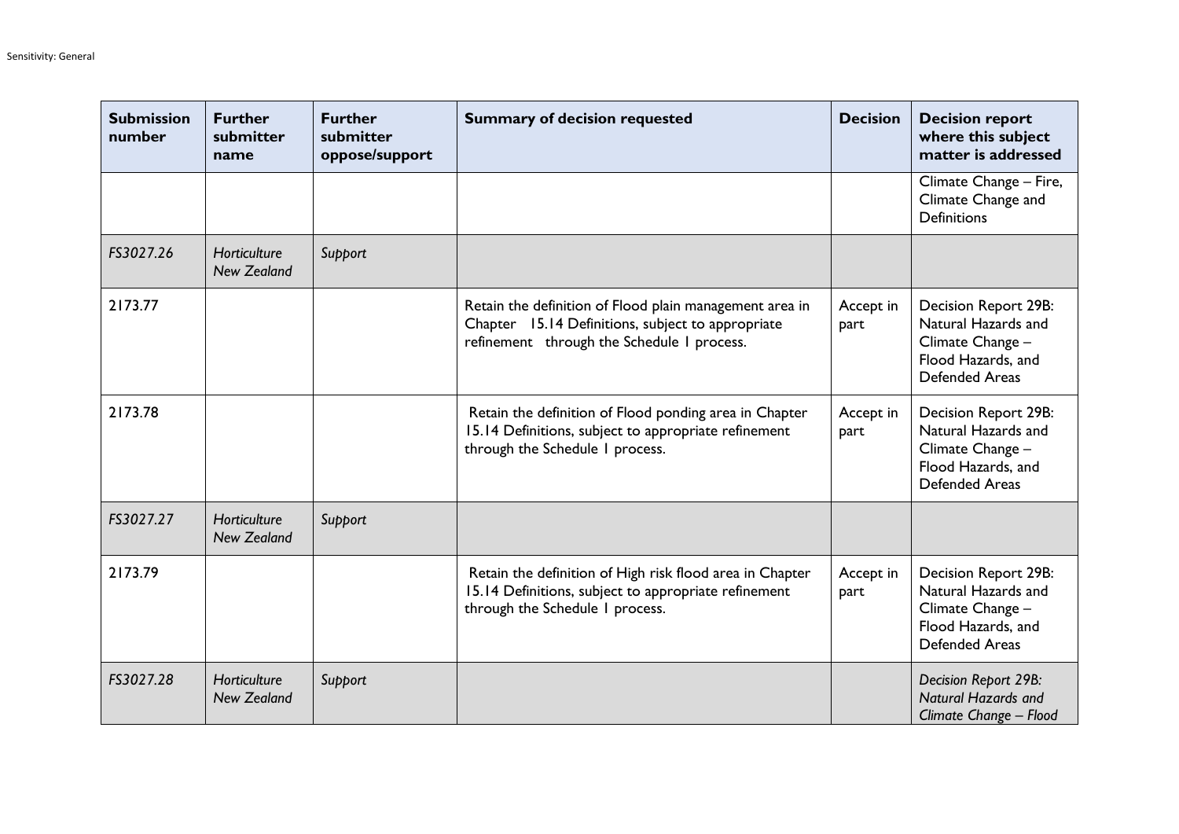| Submission number | Further submitter name | Further submitter oppose/support | Summary of decision requested | Decision | Decision report where this subject matter is addressed |
|---|---|---|---|---|---|
| | | | | | Climate Change – Fire, Climate Change and Definitions |
| *FS3027.26* | *Horticulture New Zealand* | *Support* | | | |
| 2173.77 | | | Retain the definition of Flood plain management area in Chapter 15.14 Definitions, subject to appropriate refinement through the Schedule 1 process. | Accept in part | Decision Report 29B: Natural Hazards and Climate Change – Flood Hazards, and Defended Areas |
| 2173.78 | | | Retain the definition of Flood ponding area in Chapter 15.14 Definitions, subject to appropriate refinement through the Schedule 1 process. | Accept in part | Decision Report 29B: Natural Hazards and Climate Change – Flood Hazards, and Defended Areas |
| *FS3027.27* | *Horticulture New Zealand* | *Support* | | | |
| 2173.79 | | | Retain the definition of High risk flood area in Chapter 15.14 Definitions, subject to appropriate refinement through the Schedule 1 process. | Accept in part | Decision Report 29B: Natural Hazards and Climate Change – Flood Hazards, and Defended Areas |
| *FS3027.28* | *Horticulture New Zealand* | *Support* | | | *Decision Report 29B: Natural Hazards and Climate Change – Flood* |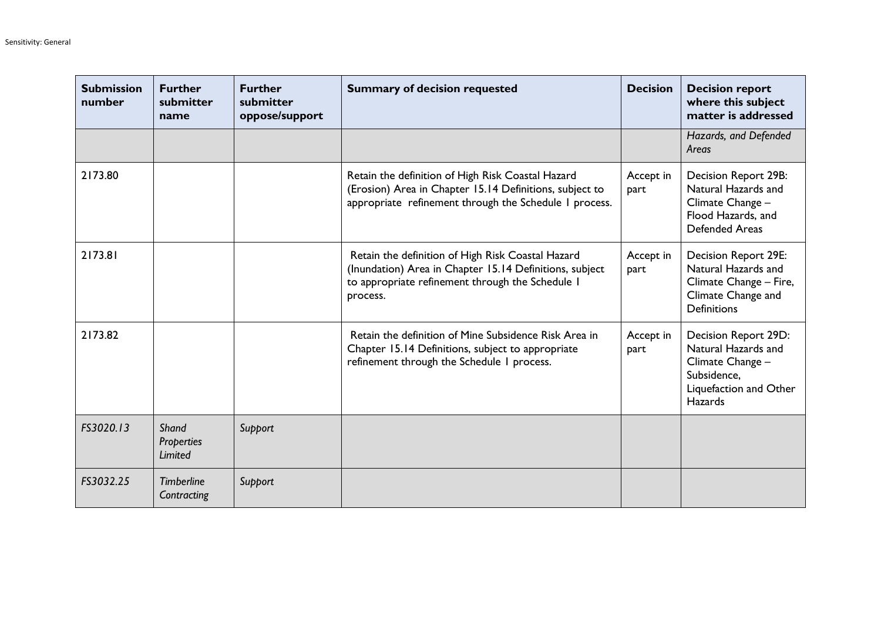| Submission number | Further submitter name | Further submitter oppose/support | Summary of decision requested | Decision | Decision report where this subject matter is addressed |
|---|---|---|---|---|---|
| | | | | | *Hazards, and Defended Areas* |
| 2173.80 | | | Retain the definition of High Risk Coastal Hazard (Erosion) Area in Chapter 15.14 Definitions, subject to appropriate refinement through the Schedule 1 process. | Accept in part | Decision Report 29B: Natural Hazards and Climate Change – Flood Hazards, and Defended Areas |
| 2173.81 | | | Retain the definition of High Risk Coastal Hazard (Inundation) Area in Chapter 15.14 Definitions, subject to appropriate refinement through the Schedule 1 process. | Accept in part | Decision Report 29E: Natural Hazards and Climate Change – Fire, Climate Change and Definitions |
| 2173.82 | | | Retain the definition of Mine Subsidence Risk Area in Chapter 15.14 Definitions, subject to appropriate refinement through the Schedule 1 process. | Accept in part | Decision Report 29D: Natural Hazards and Climate Change – Subsidence, Liquefaction and Other Hazards |
| *FS3020.13* | *Shand Properties Limited* | *Support* | | | |
| *FS3032.25* | *Timberline Contracting* | *Support* | | | |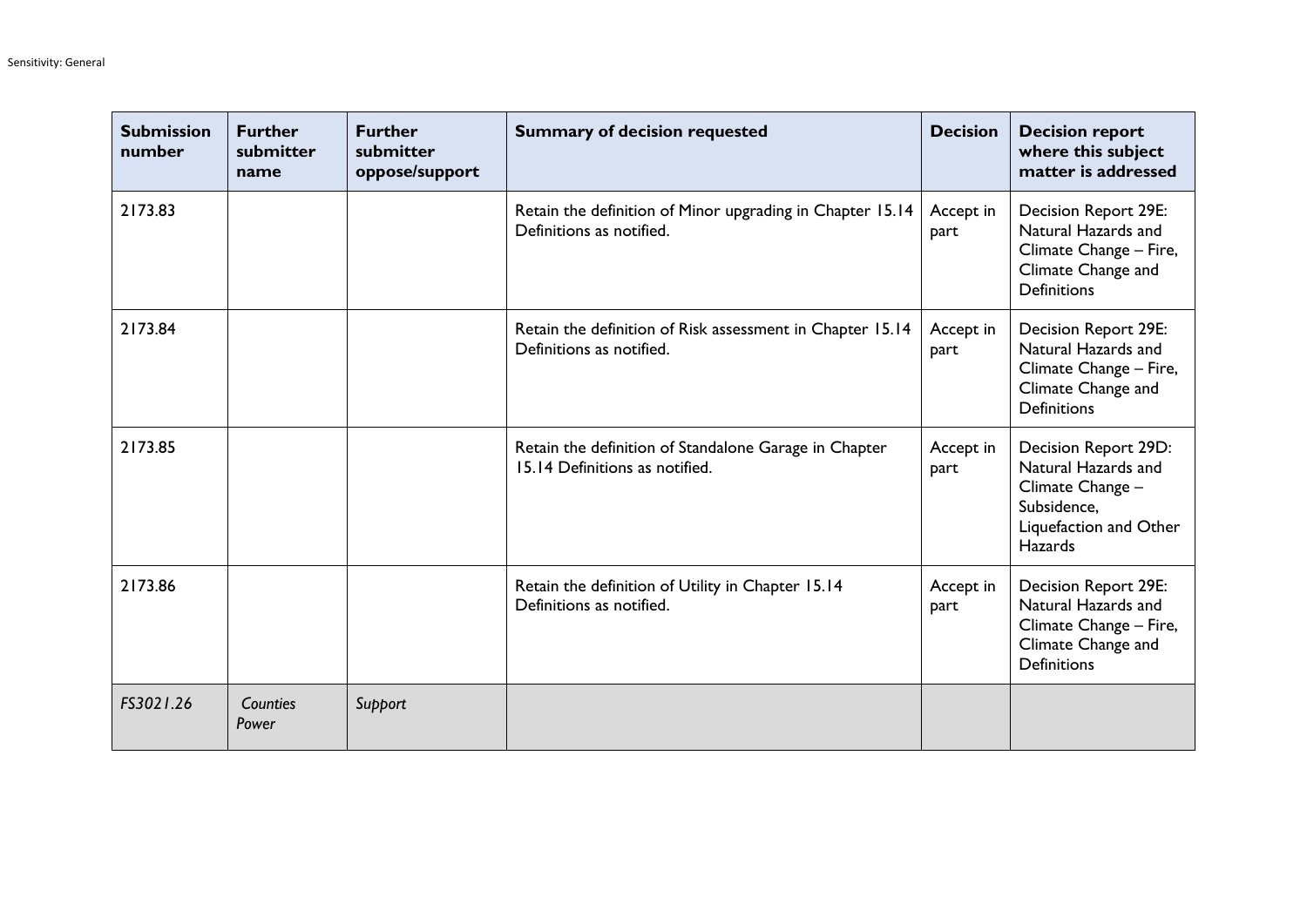| Submission number | Further submitter name | Further submitter oppose/support | Summary of decision requested | Decision | Decision report where this subject matter is addressed |
|---|---|---|---|---|---|
| 2173.83 | | | Retain the definition of Minor upgrading in Chapter 15.14 Definitions as notified. | Accept in part | Decision Report 29E: Natural Hazards and Climate Change – Fire, Climate Change and Definitions |
| 2173.84 | | | Retain the definition of Risk assessment in Chapter 15.14 Definitions as notified. | Accept in part | Decision Report 29E: Natural Hazards and Climate Change – Fire, Climate Change and Definitions |
| 2173.85 | | | Retain the definition of Standalone Garage in Chapter 15.14 Definitions as notified. | Accept in part | Decision Report 29D: Natural Hazards and Climate Change – Subsidence, Liquefaction and Other Hazards |
| 2173.86 | | | Retain the definition of Utility in Chapter 15.14 Definitions as notified. | Accept in part | Decision Report 29E: Natural Hazards and Climate Change – Fire, Climate Change and Definitions |
| *FS3021.26* | *Counties Power* | *Support* | | | |